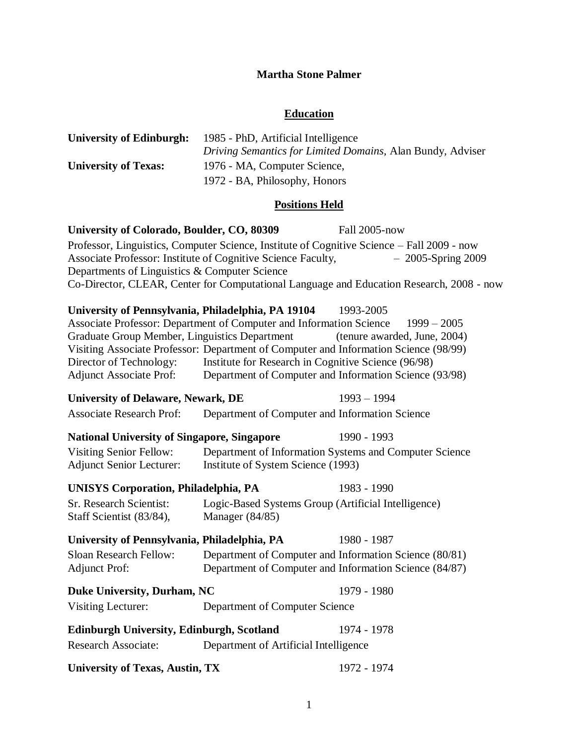# Martha Stone Palmer

## Education

**University of Edinburgh:** 1985 - PhD, Artificial Intelligence
*Driving Semantics for Limited Domains*, Alan Bundy, Adviser

**University of Texas:** 1976 - MA, Computer Science,
1972 - BA, Philosophy, Honors

## Positions Held

**University of Colorado, Boulder, CO, 80309** Fall 2005-now

Professor, Linguistics, Computer Science, Institute of Cognitive Science – Fall 2009 - now
Associate Professor: Institute of Cognitive Science Faculty, – 2005-Spring 2009
Departments of Linguistics & Computer Science
Co-Director, CLEAR, Center for Computational Language and Education Research, 2008 - now

**University of Pennsylvania, Philadelphia, PA 19104** 1993-2005

Associate Professor: Department of Computer and Information Science 1999 – 2005
Graduate Group Member, Linguistics Department (tenure awarded, June, 2004)
Visiting Associate Professor: Department of Computer and Information Science (98/99)
Director of Technology: Institute for Research in Cognitive Science (96/98)
Adjunct Associate Prof: Department of Computer and Information Science (93/98)

**University of Delaware, Newark, DE** 1993 – 1994

Associate Research Prof: Department of Computer and Information Science

**National University of Singapore, Singapore** 1990 - 1993

Visiting Senior Fellow: Department of Information Systems and Computer Science
Adjunct Senior Lecturer: Institute of System Science (1993)

**UNISYS Corporation, Philadelphia, PA** 1983 - 1990

Sr. Research Scientist: Logic-Based Systems Group (Artificial Intelligence)
Staff Scientist (83/84), Manager (84/85)

**University of Pennsylvania, Philadelphia, PA** 1980 - 1987

Sloan Research Fellow: Department of Computer and Information Science (80/81)
Adjunct Prof: Department of Computer and Information Science (84/87)

**Duke University, Durham, NC** 1979 - 1980

Visiting Lecturer: Department of Computer Science

**Edinburgh University, Edinburgh, Scotland** 1974 - 1978

Research Associate: Department of Artificial Intelligence

**University of Texas, Austin, TX** 1972 - 1974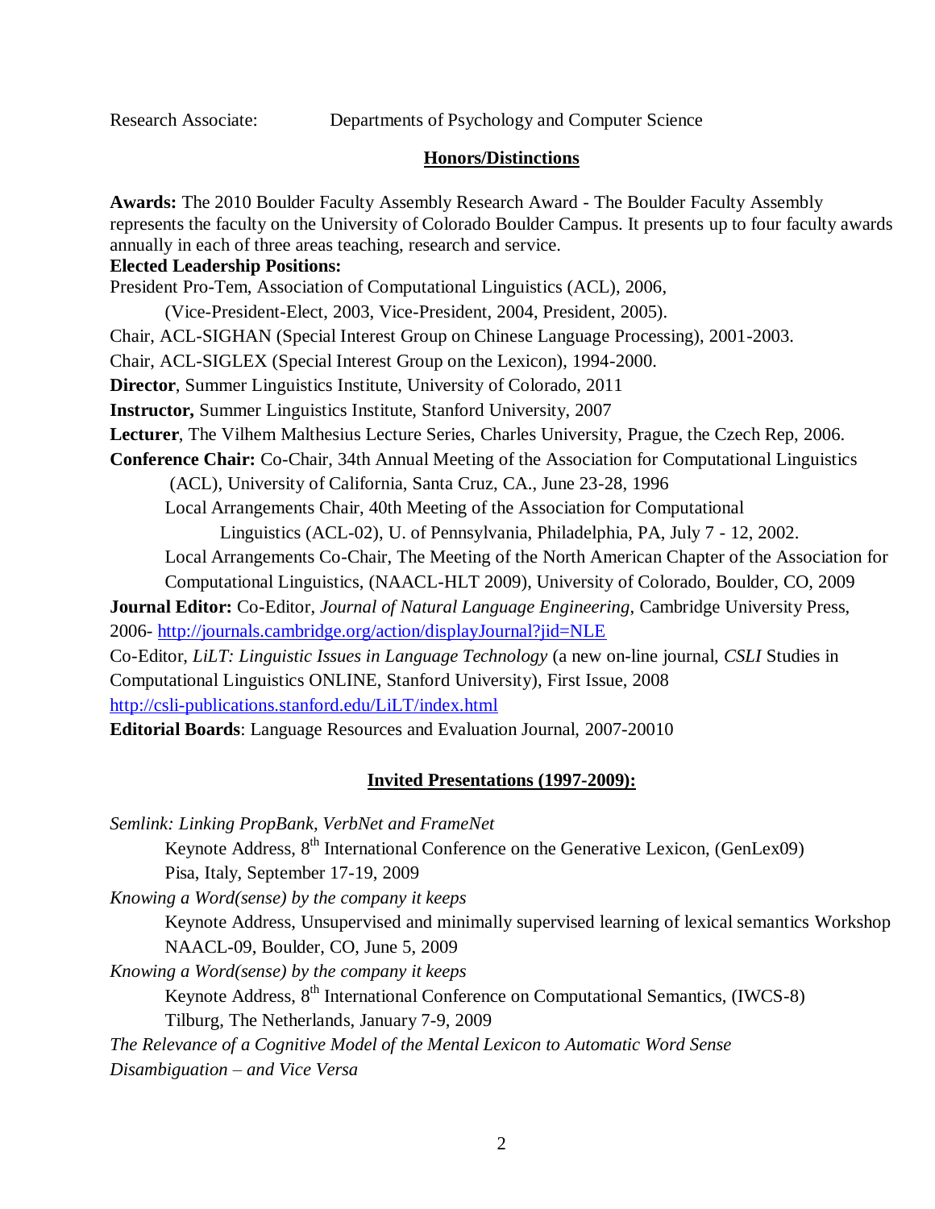Research Associate: Departments of Psychology and Computer Science

## Honors/Distinctions

**Awards:** The 2010 Boulder Faculty Assembly Research Award - The Boulder Faculty Assembly represents the faculty on the University of Colorado Boulder Campus. It presents up to four faculty awards annually in each of three areas teaching, research and service.

**Elected Leadership Positions:**

President Pro-Tem, Association of Computational Linguistics (ACL), 2006,

(Vice-President-Elect, 2003, Vice-President, 2004, President, 2005).

Chair, ACL-SIGHAN (Special Interest Group on Chinese Language Processing), 2001-2003.

Chair, ACL-SIGLEX (Special Interest Group on the Lexicon), 1994-2000.

**Director**, Summer Linguistics Institute, University of Colorado, 2011

**Instructor,** Summer Linguistics Institute, Stanford University, 2007

**Lecturer**, The Vilhem Malthesius Lecture Series, Charles University, Prague, the Czech Rep, 2006.

**Conference Chair:** Co-Chair, 34th Annual Meeting of the Association for Computational Linguistics (ACL), University of California, Santa Cruz, CA., June 23-28, 1996

Local Arrangements Chair, 40th Meeting of the Association for Computational Linguistics (ACL-02), U. of Pennsylvania, Philadelphia, PA, July 7 - 12, 2002.

Local Arrangements Co-Chair, The Meeting of the North American Chapter of the Association for Computational Linguistics, (NAACL-HLT 2009), University of Colorado, Boulder, CO, 2009

**Journal Editor:** Co-Editor, *Journal of Natural Language Engineering*, Cambridge University Press, 2006- http://journals.cambridge.org/action/displayJournal?jid=NLE

Co-Editor, *LiLT: Linguistic Issues in Language Technology* (a new on-line journal, *CSLI* Studies in Computational Linguistics ONLINE, Stanford University), First Issue, 2008 http://csli-publications.stanford.edu/LiLT/index.html

**Editorial Boards**: Language Resources and Evaluation Journal, 2007-20010

## Invited Presentations (1997-2009):

*Semlink: Linking PropBank, VerbNet and FrameNet*

Keynote Address, 8th International Conference on the Generative Lexicon, (GenLex09) Pisa, Italy, September 17-19, 2009

*Knowing a Word(sense) by the company it keeps*

Keynote Address, Unsupervised and minimally supervised learning of lexical semantics Workshop NAACL-09, Boulder, CO, June 5, 2009

*Knowing a Word(sense) by the company it keeps*

Keynote Address, 8th International Conference on Computational Semantics, (IWCS-8) Tilburg, The Netherlands, January 7-9, 2009

*The Relevance of a Cognitive Model of the Mental Lexicon to Automatic Word Sense Disambiguation – and Vice Versa*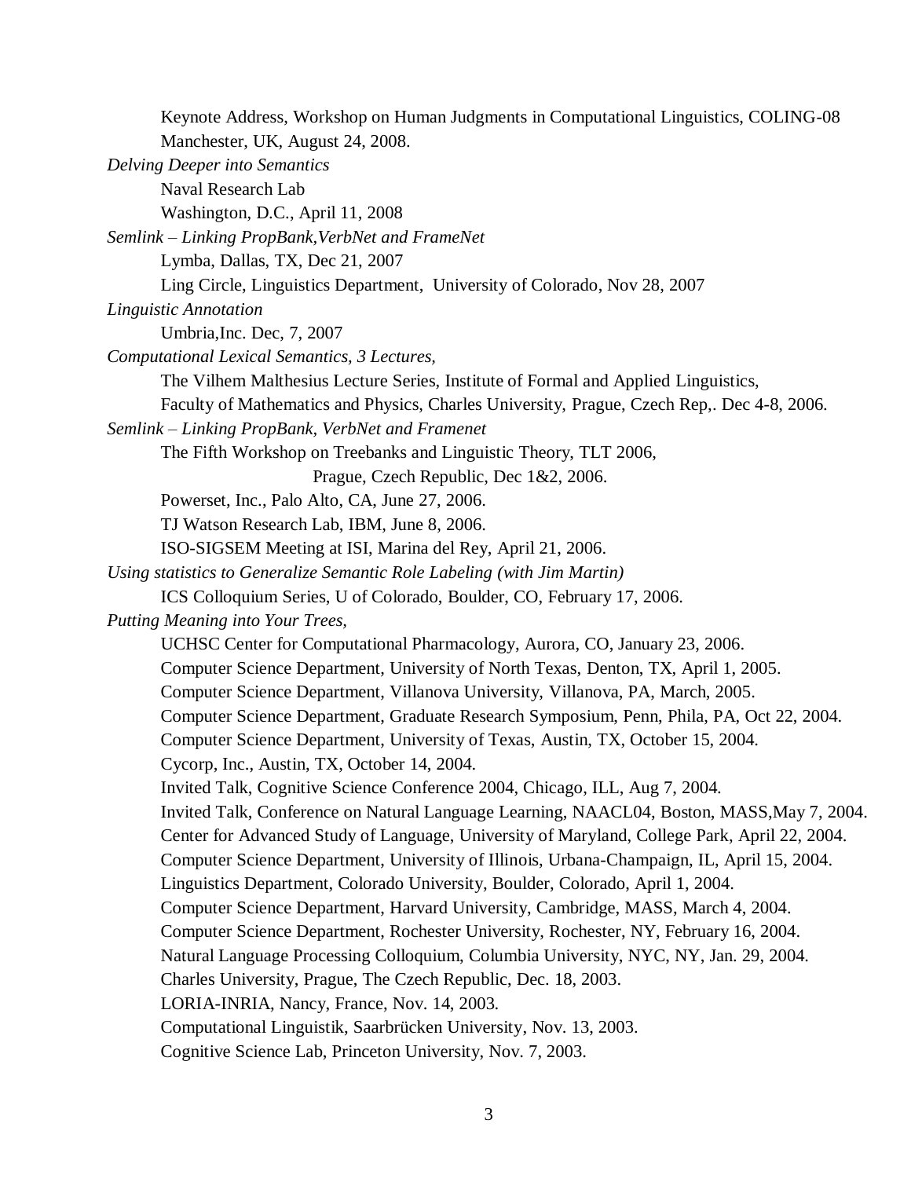Keynote Address, Workshop on Human Judgments in Computational Linguistics, COLING-08 Manchester, UK, August 24, 2008.

*Delving Deeper into Semantics*

Naval Research Lab

Washington, D.C., April 11, 2008

*Semlink – Linking PropBank,VerbNet and FrameNet*

Lymba, Dallas, TX, Dec 21, 2007

Ling Circle, Linguistics Department, University of Colorado, Nov 28, 2007

*Linguistic Annotation*

Umbria,Inc. Dec, 7, 2007

*Computational Lexical Semantics, 3 Lectures,*

The Vilhem Malthesius Lecture Series, Institute of Formal and Applied Linguistics, Faculty of Mathematics and Physics, Charles University, Prague, Czech Rep,. Dec 4-8, 2006.

*Semlink – Linking PropBank, VerbNet and Framenet*

The Fifth Workshop on Treebanks and Linguistic Theory, TLT 2006, Prague, Czech Republic, Dec 1&2, 2006.

Powerset, Inc., Palo Alto, CA, June 27, 2006.

TJ Watson Research Lab, IBM, June 8, 2006.

ISO-SIGSEM Meeting at ISI, Marina del Rey, April 21, 2006.

*Using statistics to Generalize Semantic Role Labeling (with Jim Martin)*

ICS Colloquium Series, U of Colorado, Boulder, CO, February 17, 2006.

*Putting Meaning into Your Trees,*

UCHSC Center for Computational Pharmacology, Aurora, CO, January 23, 2006.

Computer Science Department, University of North Texas, Denton, TX, April 1, 2005.

Computer Science Department, Villanova University, Villanova, PA, March, 2005.

Computer Science Department, Graduate Research Symposium, Penn, Phila, PA, Oct 22, 2004.

Computer Science Department, University of Texas, Austin, TX, October 15, 2004.

Cycorp, Inc., Austin, TX, October 14, 2004.

Invited Talk, Cognitive Science Conference 2004, Chicago, ILL, Aug 7, 2004.

Invited Talk, Conference on Natural Language Learning, NAACL04, Boston, MASS,May 7, 2004.

Center for Advanced Study of Language, University of Maryland, College Park, April 22, 2004.

Computer Science Department, University of Illinois, Urbana-Champaign, IL, April 15, 2004.

Linguistics Department, Colorado University, Boulder, Colorado, April 1, 2004.

Computer Science Department, Harvard University, Cambridge, MASS, March 4, 2004.

Computer Science Department, Rochester University, Rochester, NY, February 16, 2004.

Natural Language Processing Colloquium, Columbia University, NYC, NY, Jan. 29, 2004.

Charles University, Prague, The Czech Republic, Dec. 18, 2003.

LORIA-INRIA, Nancy, France, Nov. 14, 2003.

Computational Linguistik, Saarbrücken University, Nov. 13, 2003.

Cognitive Science Lab, Princeton University, Nov. 7, 2003.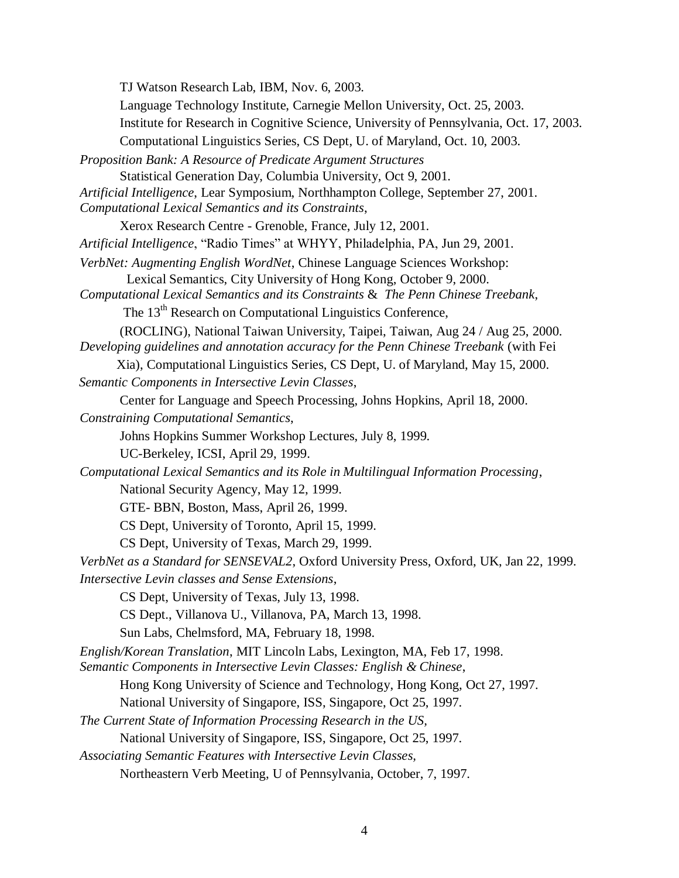TJ Watson Research Lab, IBM, Nov. 6, 2003.

Language Technology Institute, Carnegie Mellon University, Oct. 25, 2003.

Institute for Research in Cognitive Science, University of Pennsylvania, Oct. 17, 2003.

Computational Linguistics Series, CS Dept, U. of Maryland, Oct. 10, 2003.

*Proposition Bank: A Resource of Predicate Argument Structures*

Statistical Generation Day, Columbia University, Oct 9, 2001.

*Artificial Intelligence*, Lear Symposium, Northhampton College, September 27, 2001.

*Computational Lexical Semantics and its Constraints*,

Xerox Research Centre - Grenoble, France, July 12, 2001.

*Artificial Intelligence*, "Radio Times" at WHYY, Philadelphia, PA, Jun 29, 2001.

*VerbNet: Augmenting English WordNet*, Chinese Language Sciences Workshop: Lexical Semantics, City University of Hong Kong, October 9, 2000.

*Computational Lexical Semantics and its Constraints* & *The Penn Chinese Treebank*,

The 13th Research on Computational Linguistics Conference, (ROCLING), National Taiwan University, Taipei, Taiwan, Aug 24 / Aug 25, 2000.

*Developing guidelines and annotation accuracy for the Penn Chinese Treebank* (with Fei Xia), Computational Linguistics Series, CS Dept, U. of Maryland, May 15, 2000.

*Semantic Components in Intersective Levin Classes*,

Center for Language and Speech Processing, Johns Hopkins, April 18, 2000.

*Constraining Computational Semantics*,

Johns Hopkins Summer Workshop Lectures, July 8, 1999.

UC-Berkeley, ICSI, April 29, 1999.

*Computational Lexical Semantics and its Role in Multilingual Information Processing*,

National Security Agency, May 12, 1999.

GTE- BBN, Boston, Mass, April 26, 1999.

CS Dept, University of Toronto, April 15, 1999.

CS Dept, University of Texas, March 29, 1999.

*VerbNet as a Standard for SENSEVAL2*, Oxford University Press, Oxford, UK, Jan 22, 1999.

*Intersective Levin classes and Sense Extensions*,

CS Dept, University of Texas, July 13, 1998.

CS Dept., Villanova U., Villanova, PA, March 13, 1998.

Sun Labs, Chelmsford, MA, February 18, 1998.

*English/Korean Translation*, MIT Lincoln Labs, Lexington, MA, Feb 17, 1998.

*Semantic Components in Intersective Levin Classes: English & Chinese*,

Hong Kong University of Science and Technology, Hong Kong, Oct 27, 1997.

National University of Singapore, ISS, Singapore, Oct 25, 1997.

*The Current State of Information Processing Research in the US*,

National University of Singapore, ISS, Singapore, Oct 25, 1997.

*Associating Semantic Features with Intersective Levin Classes*,

Northeastern Verb Meeting, U of Pennsylvania, October, 7, 1997.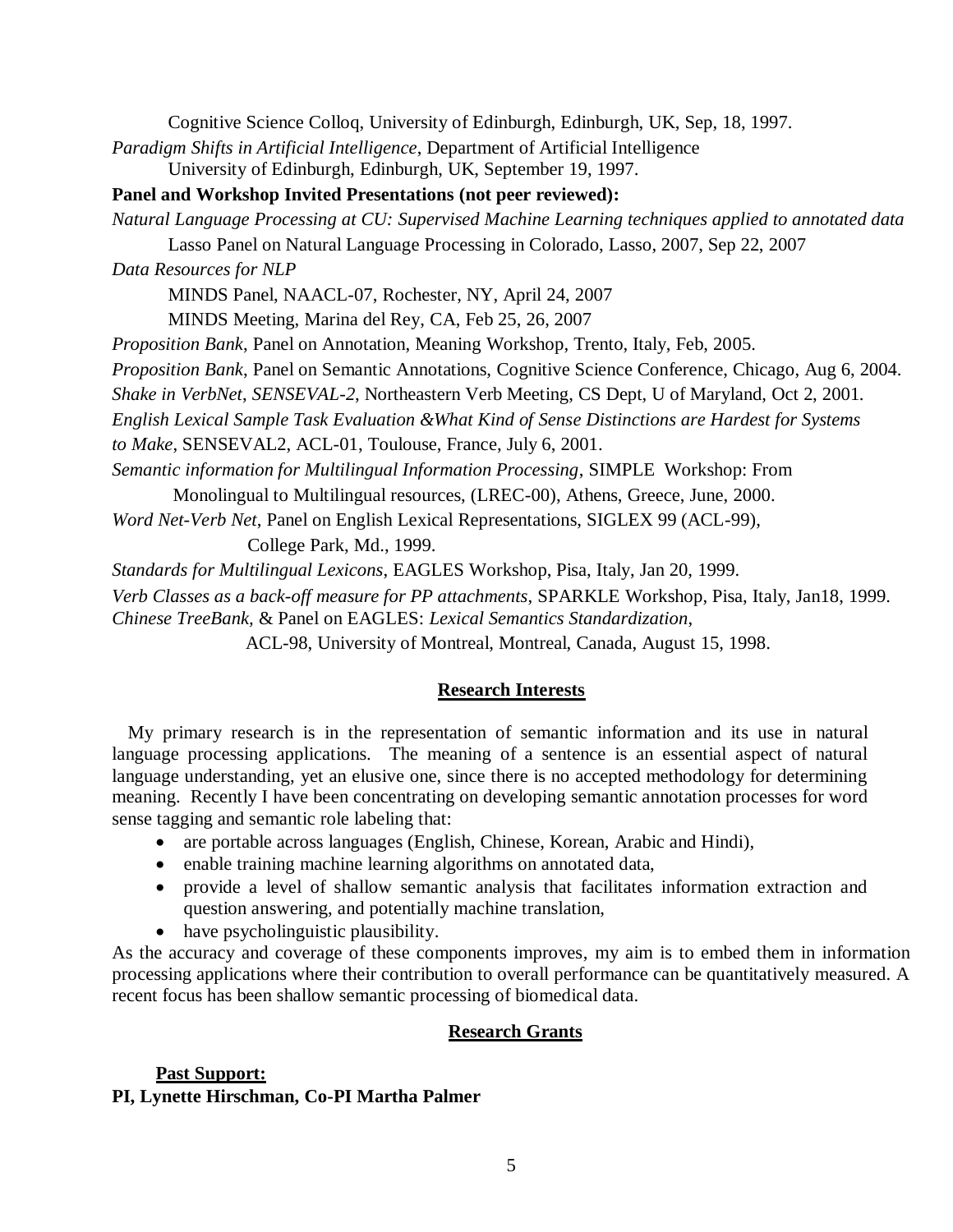Cognitive Science Colloq, University of Edinburgh, Edinburgh, UK, Sep, 18, 1997.

*Paradigm Shifts in Artificial Intelligence*, Department of Artificial Intelligence
University of Edinburgh, Edinburgh, UK, September 19, 1997.

**Panel and Workshop Invited Presentations (not peer reviewed):**

*Natural Language Processing at CU: Supervised Machine Learning techniques applied to annotated data*
Lasso Panel on Natural Language Processing in Colorado, Lasso, 2007, Sep 22, 2007

*Data Resources for NLP*
MINDS Panel, NAACL-07, Rochester, NY, April 24, 2007
MINDS Meeting, Marina del Rey, CA, Feb 25, 26, 2007

*Proposition Bank*, Panel on Annotation, Meaning Workshop, Trento, Italy, Feb, 2005.

*Proposition Bank*, Panel on Semantic Annotations, Cognitive Science Conference, Chicago, Aug 6, 2004.

*Shake in VerbNet*, *SENSEVAL-2*, Northeastern Verb Meeting, CS Dept, U of Maryland, Oct 2, 2001.

*English Lexical Sample Task Evaluation &What Kind of Sense Distinctions are Hardest for Systems to Make*, SENSEVAL2, ACL-01, Toulouse, France, July 6, 2001.

*Semantic information for Multilingual Information Processing*, SIMPLE Workshop: From Monolingual to Multilingual resources, (LREC-00), Athens, Greece, June, 2000.

*Word Net-Verb Net*, Panel on English Lexical Representations, SIGLEX 99 (ACL-99), College Park, Md., 1999.

*Standards for Multilingual Lexicons*, EAGLES Workshop, Pisa, Italy, Jan 20, 1999.

*Verb Classes as a back-off measure for PP attachments*, SPARKLE Workshop, Pisa, Italy, Jan18, 1999.

*Chinese TreeBank,* & Panel on EAGLES: *Lexical Semantics Standardization*,
ACL-98, University of Montreal, Montreal, Canada, August 15, 1998.

## Research Interests

My primary research is in the representation of semantic information and its use in natural language processing applications. The meaning of a sentence is an essential aspect of natural language understanding, yet an elusive one, since there is no accepted methodology for determining meaning. Recently I have been concentrating on developing semantic annotation processes for word sense tagging and semantic role labeling that:

- are portable across languages (English, Chinese, Korean, Arabic and Hindi),
- enable training machine learning algorithms on annotated data,
- provide a level of shallow semantic analysis that facilitates information extraction and question answering, and potentially machine translation,
- have psycholinguistic plausibility.

As the accuracy and coverage of these components improves, my aim is to embed them in information processing applications where their contribution to overall performance can be quantitatively measured. A recent focus has been shallow semantic processing of biomedical data.

## Research Grants

**Past Support:**

**PI, Lynette Hirschman, Co-PI Martha Palmer**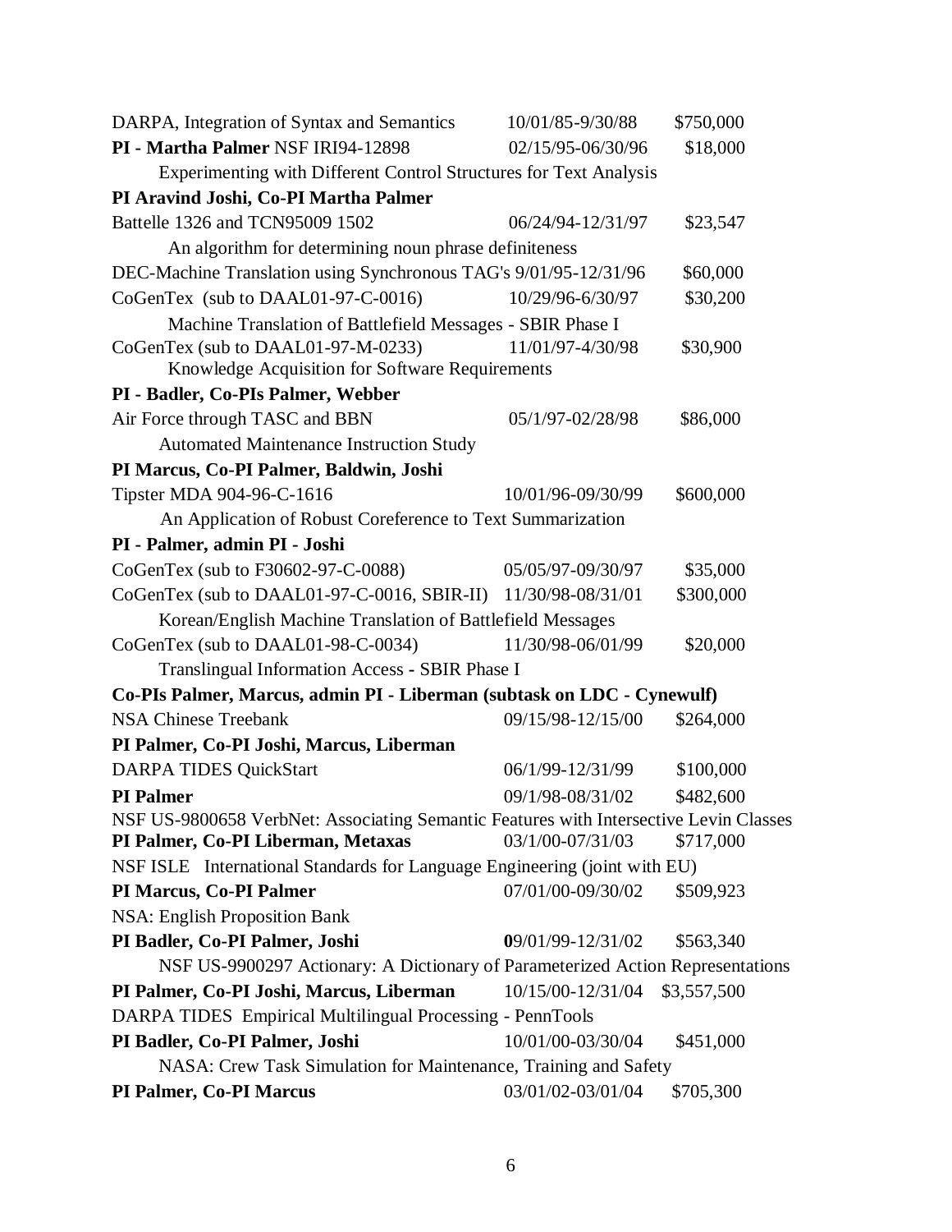DARPA, Integration of Syntax and Semantics 10/01/85-9/30/88 $750,000

**PI - Martha Palmer** NSF IRI94-12898 02/15/95-06/30/96 $18,000

Experimenting with Different Control Structures for Text Analysis

**PI Aravind Joshi, Co-PI Martha Palmer**

Battelle 1326 and TCN95009 1502 06/24/94-12/31/97 $23,547

An algorithm for determining noun phrase definiteness

DEC-Machine Translation using Synchronous TAG's 9/01/95-12/31/96 $60,000

CoGenTex (sub to DAAL01-97-C-0016) 10/29/96-6/30/97 $30,200

Machine Translation of Battlefield Messages - SBIR Phase I

CoGenTex (sub to DAAL01-97-M-0233) 11/01/97-4/30/98 $30,900

Knowledge Acquisition for Software Requirements

**PI - Badler, Co-PIs Palmer, Webber**

Air Force through TASC and BBN 05/1/97-02/28/98 $86,000

Automated Maintenance Instruction Study

**PI Marcus, Co-PI Palmer, Baldwin, Joshi**

Tipster MDA 904-96-C-1616 10/01/96-09/30/99 $600,000

An Application of Robust Coreference to Text Summarization

**PI - Palmer, admin PI - Joshi**

CoGenTex (sub to F30602-97-C-0088) 05/05/97-09/30/97 $35,000

CoGenTex (sub to DAAL01-97-C-0016, SBIR-II) 11/30/98-08/31/01 $300,000

Korean/English Machine Translation of Battlefield Messages

CoGenTex (sub to DAAL01-98-C-0034) 11/30/98-06/01/99 $20,000

Translingual Information Access - SBIR Phase I

**Co-PIs Palmer, Marcus, admin PI - Liberman (subtask on LDC - Cynewulf)**

NSA Chinese Treebank 09/15/98-12/15/00 $264,000

**PI Palmer, Co-PI Joshi, Marcus, Liberman**

DARPA TIDES QuickStart 06/1/99-12/31/99 $100,000

**PI Palmer** 09/1/98-08/31/02 $482,600

NSF US-9800658 VerbNet: Associating Semantic Features with Intersective Levin Classes

**PI Palmer, Co-PI Liberman, Metaxas** 03/1/00-07/31/03 $717,000

NSF ISLE International Standards for Language Engineering (joint with EU)

**PI Marcus, Co-PI Palmer** 07/01/00-09/30/02 $509,923

NSA: English Proposition Bank

**PI Badler, Co-PI Palmer, Joshi** **0**9/01/99-12/31/02 $563,340

NSF US-9900297 Actionary: A Dictionary of Parameterized Action Representations

**PI Palmer, Co-PI Joshi, Marcus, Liberman** 10/15/00-12/31/04 $3,557,500

DARPA TIDES Empirical Multilingual Processing - PennTools

**PI Badler, Co-PI Palmer, Joshi** 10/01/00-03/30/04 $451,000

NASA: Crew Task Simulation for Maintenance, Training and Safety

**PI Palmer, Co-PI Marcus** 03/01/02-03/01/04 $705,300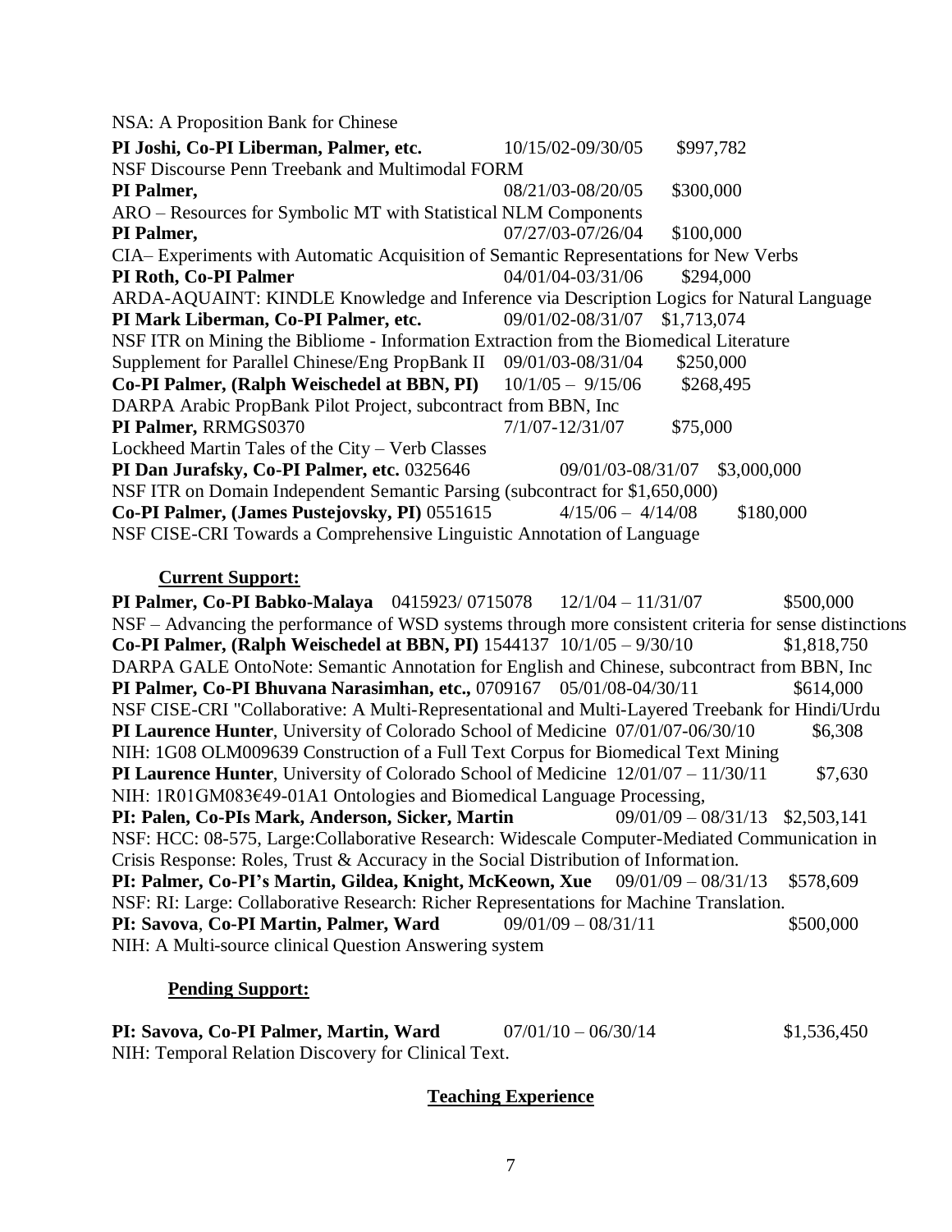NSA: A Proposition Bank for Chinese

**PI Joshi, Co-PI Liberman, Palmer, etc.** 10/15/02-09/30/05 $997,782
NSF Discourse Penn Treebank and Multimodal FORM

**PI Palmer,** 08/21/03-08/20/05 $300,000
ARO – Resources for Symbolic MT with Statistical NLM Components

**PI Palmer,** 07/27/03-07/26/04 $100,000
CIA– Experiments with Automatic Acquisition of Semantic Representations for New Verbs

**PI Roth, Co-PI Palmer** 04/01/04-03/31/06 $294,000
ARDA-AQUAINT: KINDLE Knowledge and Inference via Description Logics for Natural Language

**PI Mark Liberman, Co-PI Palmer, etc.** 09/01/02-08/31/07 $1,713,074
NSF ITR on Mining the Bibliome - Information Extraction from the Biomedical Literature
Supplement for Parallel Chinese/Eng PropBank II 09/01/03-08/31/04 $250,000

**Co-PI Palmer, (Ralph Weischedel at BBN, PI)** 10/1/05 – 9/15/06 $268,495
DARPA Arabic PropBank Pilot Project, subcontract from BBN, Inc

**PI Palmer,** RRMGS0370 7/1/07-12/31/07 $75,000
Lockheed Martin Tales of the City – Verb Classes

**PI Dan Jurafsky, Co-PI Palmer, etc.** 0325646 09/01/03-08/31/07 $3,000,000
NSF ITR on Domain Independent Semantic Parsing (subcontract for $1,650,000)

**Co-PI Palmer, (James Pustejovsky, PI)** 0551615 4/15/06 – 4/14/08 $180,000
NSF CISE-CRI Towards a Comprehensive Linguistic Annotation of Language

**Current Support:**

**PI Palmer, Co-PI Babko-Malaya** 0415923/ 0715078 12/1/04 – 11/31/07 $500,000
NSF – Advancing the performance of WSD systems through more consistent criteria for sense distinctions

**Co-PI Palmer, (Ralph Weischedel at BBN, PI)** 1544137 10/1/05 – 9/30/10 $1,818,750
DARPA GALE OntoNote: Semantic Annotation for English and Chinese, subcontract from BBN, Inc

**PI Palmer, Co-PI Bhuvana Narasimhan, etc.,** 0709167 05/01/08-04/30/11 $614,000
NSF CISE-CRI "Collaborative: A Multi-Representational and Multi-Layered Treebank for Hindi/Urdu

**PI Laurence Hunter**, University of Colorado School of Medicine 07/01/07-06/30/10 $6,308
NIH: 1G08 OLM009639 Construction of a Full Text Corpus for Biomedical Text Mining

**PI Laurence Hunter**, University of Colorado School of Medicine 12/01/07 – 11/30/11 $7,630
NIH: 1R01GM083€49-01A1 Ontologies and Biomedical Language Processing,

**PI: Palen, Co-PIs Mark, Anderson, Sicker, Martin** 09/01/09 – 08/31/13 $2,503,141
NSF: HCC: 08-575, Large:Collaborative Research: Widescale Computer-Mediated Communication in Crisis Response: Roles, Trust & Accuracy in the Social Distribution of Information.

**PI: Palmer, Co-PI's Martin, Gildea, Knight, McKeown, Xue** 09/01/09 – 08/31/13 $578,609
NSF: RI: Large: Collaborative Research: Richer Representations for Machine Translation.

**PI: Savova**, **Co-PI Martin, Palmer, Ward** 09/01/09 – 08/31/11 $500,000
NIH: A Multi-source clinical Question Answering system

**Pending Support:**

**PI: Savova, Co-PI Palmer, Martin, Ward** 07/01/10 – 06/30/14 $1,536,450
NIH: Temporal Relation Discovery for Clinical Text.

## Teaching Experience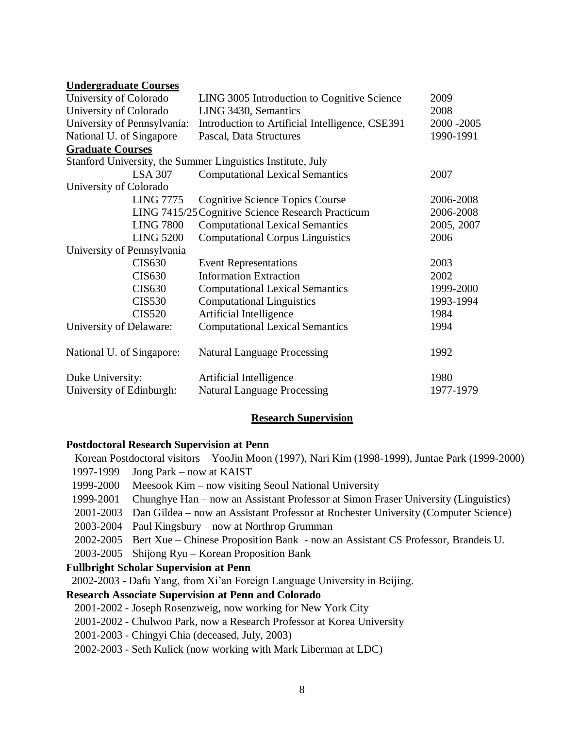**Undergraduate Courses**

| | | |
|---|---|---|
| University of Colorado | LING 3005 Introduction to Cognitive Science | 2009 |
| University of Colorado | LING 3430, Semantics | 2008 |
| University of Pennsylvania: | Introduction to Artificial Intelligence, CSE391 | 2000 -2005 |
| National U. of Singapore | Pascal, Data Structures | 1990-1991 |

**Graduate Courses**

| | | |
|---|---|---|
| Stanford University, the Summer Linguistics Institute, July | | |
| LSA 307 | Computational Lexical Semantics | 2007 |
| University of Colorado | | |
| LING 7775 | Cognitive Science Topics Course | 2006-2008 |
| LING 7415/25 | Cognitive Science Research Practicum | 2006-2008 |
| LING 7800 | Computational Lexical Semantics | 2005, 2007 |
| LING 5200 | Computational Corpus Linguistics | 2006 |
| University of Pennsylvania | | |
| CIS630 | Event Representations | 2003 |
| CIS630 | Information Extraction | 2002 |
| CIS630 | Computational Lexical Semantics | 1999-2000 |
| CIS530 | Computational Linguistics | 1993-1994 |
| CIS520 | Artificial Intelligence | 1984 |
| University of Delaware: | Computational Lexical Semantics | 1994 |
| National U. of Singapore: | Natural Language Processing | 1992 |
| Duke University: | Artificial Intelligence | 1980 |
| University of Edinburgh: | Natural Language Processing | 1977-1979 |

## Research Supervision

**Postdoctoral Research Supervision at Penn**

Korean Postdoctoral visitors – YooJin Moon (1997), Nari Kim (1998-1999), Juntae Park (1999-2000)

1997-1999 Jong Park – now at KAIST

1999-2000 Meesook Kim – now visiting Seoul National University

1999-2001 Chunghye Han – now an Assistant Professor at Simon Fraser University (Linguistics)

2001-2003 Dan Gildea – now an Assistant Professor at Rochester University (Computer Science)

2003-2004 Paul Kingsbury – now at Northrop Grumman

2002-2005 Bert Xue – Chinese Proposition Bank - now an Assistant CS Professor, Brandeis U.

2003-2005 Shijong Ryu – Korean Proposition Bank

**Fullbright Scholar Supervision at Penn**

2002-2003 - Dafu Yang, from Xi'an Foreign Language University in Beijing.

**Research Associate Supervision at Penn and Colorado**

2001-2002 - Joseph Rosenzweig, now working for New York City

2001-2002 - Chulwoo Park, now a Research Professor at Korea University

2001-2003 - Chingyi Chia (deceased, July, 2003)

2002-2003 - Seth Kulick (now working with Mark Liberman at LDC)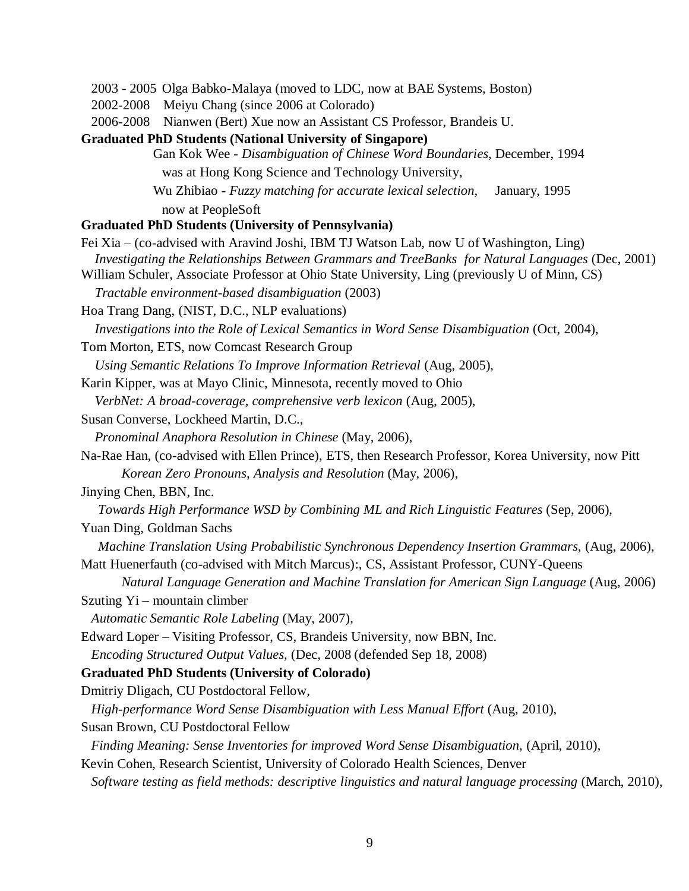2003 - 2005 Olga Babko-Malaya (moved to LDC, now at BAE Systems, Boston)
2002-2008 Meiyu Chang (since 2006 at Colorado)
2006-2008 Nianwen (Bert) Xue now an Assistant CS Professor, Brandeis U.

**Graduated PhD Students (National University of Singapore)**

Gan Kok Wee - *Disambiguation of Chinese Word Boundaries*, December, 1994
was at Hong Kong Science and Technology University,

Wu Zhibiao - *Fuzzy matching for accurate lexical selection,* January, 1995
now at PeopleSoft

**Graduated PhD Students (University of Pennsylvania)**

Fei Xia – (co-advised with Aravind Joshi, IBM TJ Watson Lab, now U of Washington, Ling)
*Investigating the Relationships Between Grammars and TreeBanks for Natural Languages* (Dec, 2001)

William Schuler, Associate Professor at Ohio State University, Ling (previously U of Minn, CS)
*Tractable environment-based disambiguation* (2003)

Hoa Trang Dang, (NIST, D.C., NLP evaluations)
*Investigations into the Role of Lexical Semantics in Word Sense Disambiguation* (Oct, 2004),

Tom Morton, ETS, now Comcast Research Group
*Using Semantic Relations To Improve Information Retrieval* (Aug, 2005),

Karin Kipper, was at Mayo Clinic, Minnesota, recently moved to Ohio
*VerbNet: A broad-coverage, comprehensive verb lexicon* (Aug, 2005),

Susan Converse, Lockheed Martin, D.C.,
*Pronominal Anaphora Resolution in Chinese* (May, 2006),

Na-Rae Han, (co-advised with Ellen Prince), ETS, then Research Professor, Korea University, now Pitt
*Korean Zero Pronouns, Analysis and Resolution* (May, 2006),

Jinying Chen, BBN, Inc.
*Towards High Performance WSD by Combining ML and Rich Linguistic Features* (Sep, 2006),

Yuan Ding, Goldman Sachs
*Machine Translation Using Probabilistic Synchronous Dependency Insertion Grammars,* (Aug, 2006),

Matt Huenerfauth (co-advised with Mitch Marcus):, CS, Assistant Professor, CUNY-Queens
*Natural Language Generation and Machine Translation for American Sign Language* (Aug, 2006)

Szuting Yi – mountain climber
*Automatic Semantic Role Labeling* (May, 2007),

Edward Loper – Visiting Professor, CS, Brandeis University, now BBN, Inc.
*Encoding Structured Output Values,* (Dec, 2008 (defended Sep 18, 2008)

**Graduated PhD Students (University of Colorado)**

Dmitriy Dligach, CU Postdoctoral Fellow,
*High-performance Word Sense Disambiguation with Less Manual Effort* (Aug, 2010),

Susan Brown, CU Postdoctoral Fellow
*Finding Meaning: Sense Inventories for improved Word Sense Disambiguation,* (April, 2010),

Kevin Cohen, Research Scientist, University of Colorado Health Sciences, Denver
*Software testing as field methods: descriptive linguistics and natural language processing* (March, 2010),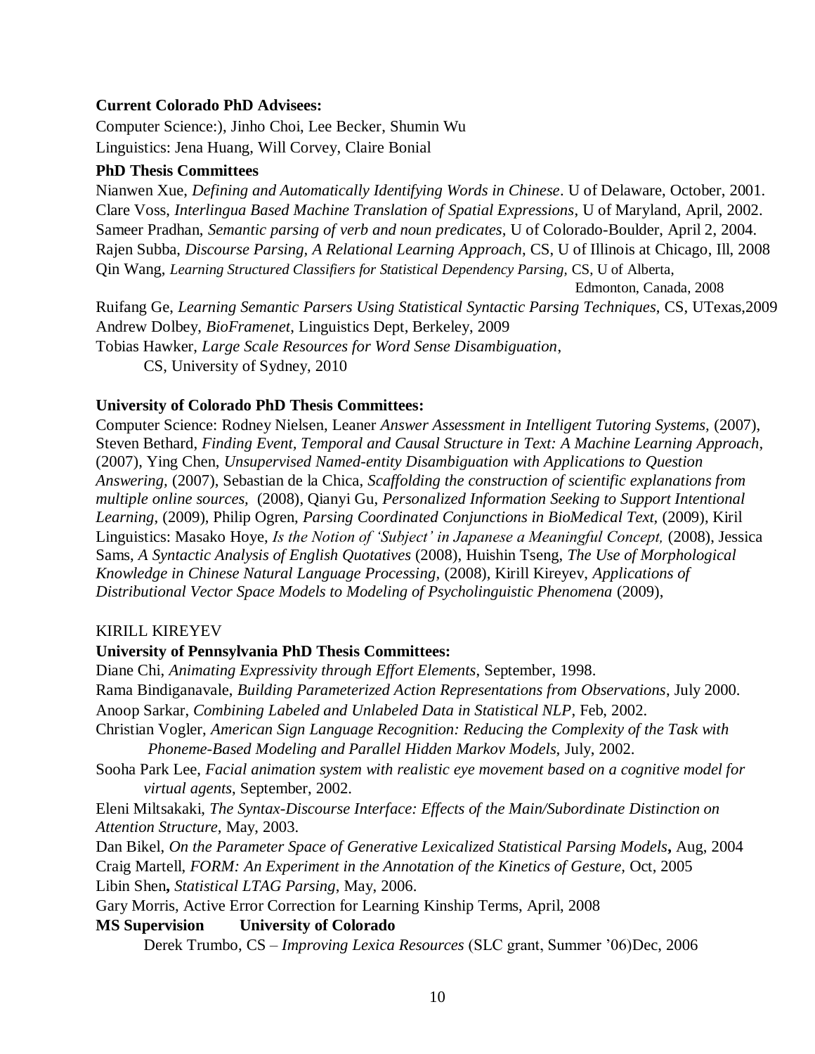**Current Colorado PhD Advisees:**

Computer Science:), Jinho Choi, Lee Becker, Shumin Wu

Linguistics: Jena Huang, Will Corvey, Claire Bonial

**PhD Thesis Committees**

Nianwen Xue, *Defining and Automatically Identifying Words in Chinese*. U of Delaware, October, 2001.

Clare Voss, *Interlingua Based Machine Translation of Spatial Expressions*, U of Maryland, April, 2002.

Sameer Pradhan, *Semantic parsing of verb and noun predicates*, U of Colorado-Boulder, April 2, 2004.

Rajen Subba, *Discourse Parsing, A Relational Learning Approach*, CS, U of Illinois at Chicago, Ill, 2008

Qin Wang, *Learning Structured Classifiers for Statistical Dependency Parsing*, CS, U of Alberta, Edmonton, Canada, 2008

Ruifang Ge, *Learning Semantic Parsers Using Statistical Syntactic Parsing Techniques*, CS, UTexas,2009

Andrew Dolbey, *BioFramenet*, Linguistics Dept, Berkeley, 2009

Tobias Hawker, *Large Scale Resources for Word Sense Disambiguation*, CS, University of Sydney, 2010

**University of Colorado PhD Thesis Committees:**

Computer Science: Rodney Nielsen, Leaner *Answer Assessment in Intelligent Tutoring Systems*, (2007), Steven Bethard, *Finding Event, Temporal and Causal Structure in Text: A Machine Learning Approach*, (2007), Ying Chen, *Unsupervised Named-entity Disambiguation with Applications to Question Answering,* (2007), Sebastian de la Chica, *Scaffolding the construction of scientific explanations from multiple online sources,* (2008), Qianyi Gu, *Personalized Information Seeking to Support Intentional Learning*, (2009), Philip Ogren, *Parsing Coordinated Conjunctions in BioMedical Text,* (2009), Kiril Linguistics: Masako Hoye, *Is the Notion of 'Subject' in Japanese a Meaningful Concept,* (2008), Jessica Sams, *A Syntactic Analysis of English Quotatives* (2008), Huishin Tseng, *The Use of Morphological Knowledge in Chinese Natural Language Processing,* (2008), Kirill Kireyev, *Applications of Distributional Vector Space Models to Modeling of Psycholinguistic Phenomena* (2009),

KIRILL KIREYEV

**University of Pennsylvania PhD Thesis Committees:**

Diane Chi, *Animating Expressivity through Effort Elements*, September, 1998.

Rama Bindiganavale, *Building Parameterized Action Representations from Observations*, July 2000.

Anoop Sarkar, *Combining Labeled and Unlabeled Data in Statistical NLP*, Feb, 2002.

Christian Vogler, *American Sign Language Recognition: Reducing the Complexity of the Task with Phoneme-Based Modeling and Parallel Hidden Markov Models*, July, 2002.

Sooha Park Lee, *Facial animation system with realistic eye movement based on a cognitive model for virtual agents*, September, 2002.

Eleni Miltsakaki, *The Syntax-Discourse Interface: Effects of the Main/Subordinate Distinction on Attention Structure,* May, 2003.

Dan Bikel, *On the Parameter Space of Generative Lexicalized Statistical Parsing Models***,** Aug, 2004

Craig Martell, *FORM: An Experiment in the Annotation of the Kinetics of Gesture,* Oct, 2005

Libin Shen**,** *Statistical LTAG Parsing*, May, 2006.

Gary Morris, Active Error Correction for Learning Kinship Terms, April, 2008

**MS Supervision University of Colorado**

Derek Trumbo, CS – *Improving Lexica Resources* (SLC grant, Summer '06)Dec, 2006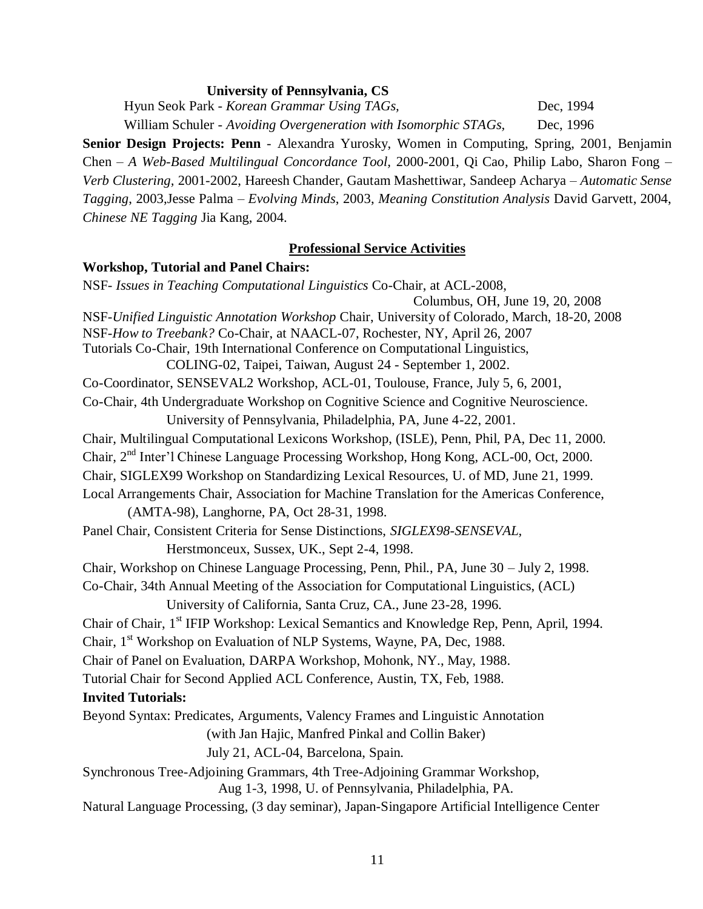**University of Pennsylvania, CS**

Hyun Seok Park - *Korean Grammar Using TAGs,* Dec, 1994

William Schuler - *Avoiding Overgeneration with Isomorphic STAGs,* Dec, 1996

**Senior Design Projects: Penn** - Alexandra Yurosky, Women in Computing, Spring, 2001, Benjamin Chen – *A Web-Based Multilingual Concordance Tool,* 2000-2001, Qi Cao, Philip Labo, Sharon Fong – *Verb Clustering*, 2001-2002, Hareesh Chander, Gautam Mashettiwar, Sandeep Acharya – *Automatic Sense Tagging*, 2003,Jesse Palma – *Evolving Minds*, 2003, *Meaning Constitution Analysis* David Garvett, 2004, *Chinese NE Tagging* Jia Kang, 2004.

## Professional Service Activities

**Workshop, Tutorial and Panel Chairs:**

NSF- *Issues in Teaching Computational Linguistics* Co-Chair, at ACL-2008, Columbus, OH, June 19, 20, 2008

NSF-*Unified Linguistic Annotation Workshop* Chair, University of Colorado, March, 18-20, 2008

NSF-*How to Treebank?* Co-Chair, at NAACL-07, Rochester, NY, April 26, 2007

Tutorials Co-Chair, 19th International Conference on Computational Linguistics, COLING-02, Taipei, Taiwan, August 24 - September 1, 2002.

Co-Coordinator, SENSEVAL2 Workshop, ACL-01, Toulouse, France, July 5, 6, 2001,

Co-Chair, 4th Undergraduate Workshop on Cognitive Science and Cognitive Neuroscience. University of Pennsylvania, Philadelphia, PA, June 4-22, 2001.

Chair, Multilingual Computational Lexicons Workshop, (ISLE), Penn, Phil, PA, Dec 11, 2000.

Chair, 2nd Inter'l Chinese Language Processing Workshop, Hong Kong, ACL-00, Oct, 2000.

Chair, SIGLEX99 Workshop on Standardizing Lexical Resources, U. of MD, June 21, 1999.

Local Arrangements Chair, Association for Machine Translation for the Americas Conference, (AMTA-98), Langhorne, PA, Oct 28-31, 1998.

Panel Chair, Consistent Criteria for Sense Distinctions, *SIGLEX98-SENSEVAL,* Herstmonceux, Sussex, UK., Sept 2-4, 1998.

Chair, Workshop on Chinese Language Processing, Penn, Phil., PA, June 30 – July 2, 1998.

Co-Chair, 34th Annual Meeting of the Association for Computational Linguistics, (ACL) University of California, Santa Cruz, CA., June 23-28, 1996.

Chair of Chair, 1st IFIP Workshop: Lexical Semantics and Knowledge Rep, Penn, April, 1994.

Chair, 1st Workshop on Evaluation of NLP Systems, Wayne, PA, Dec, 1988.

Chair of Panel on Evaluation, DARPA Workshop, Mohonk, NY., May, 1988.

Tutorial Chair for Second Applied ACL Conference, Austin, TX, Feb, 1988.

**Invited Tutorials:**

Beyond Syntax: Predicates, Arguments, Valency Frames and Linguistic Annotation (with Jan Hajic, Manfred Pinkal and Collin Baker) July 21, ACL-04, Barcelona, Spain.

Synchronous Tree-Adjoining Grammars, 4th Tree-Adjoining Grammar Workshop, Aug 1-3, 1998, U. of Pennsylvania, Philadelphia, PA.

Natural Language Processing, (3 day seminar), Japan-Singapore Artificial Intelligence Center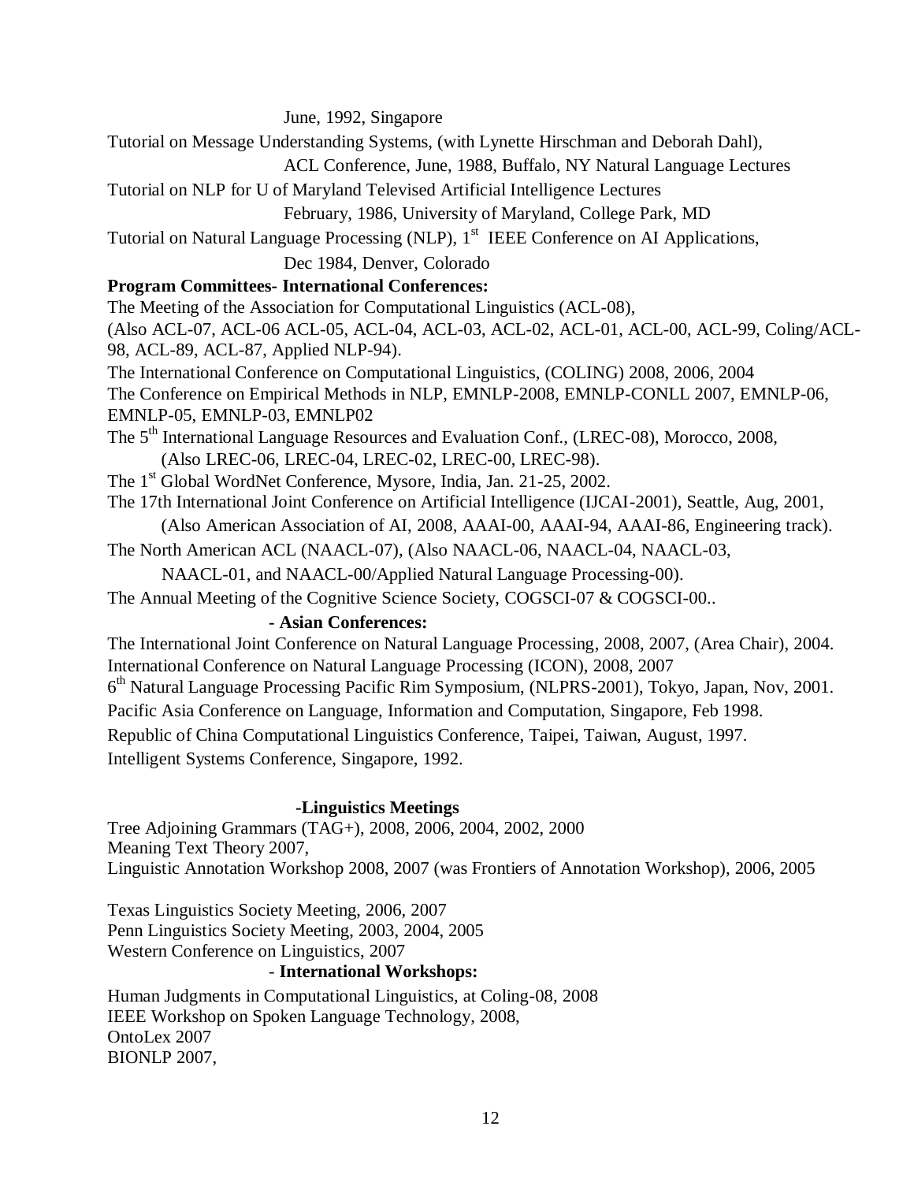June, 1992, Singapore

Tutorial on Message Understanding Systems, (with Lynette Hirschman and Deborah Dahl),

ACL Conference, June, 1988, Buffalo, NY Natural Language Lectures

Tutorial on NLP for U of Maryland Televised Artificial Intelligence Lectures

February, 1986, University of Maryland, College Park, MD

Tutorial on Natural Language Processing (NLP), 1st IEEE Conference on AI Applications,

Dec 1984, Denver, Colorado

**Program Committees- International Conferences:**

The Meeting of the Association for Computational Linguistics (ACL-08),
(Also ACL-07, ACL-06 ACL-05, ACL-04, ACL-03, ACL-02, ACL-01, ACL-00, ACL-99, Coling/ACL-98, ACL-89, ACL-87, Applied NLP-94).

The International Conference on Computational Linguistics, (COLING) 2008, 2006, 2004

The Conference on Empirical Methods in NLP, EMNLP-2008, EMNLP-CONLL 2007, EMNLP-06, EMNLP-05, EMNLP-03, EMNLP02

The 5th International Language Resources and Evaluation Conf., (LREC-08), Morocco, 2008,
(Also LREC-06, LREC-04, LREC-02, LREC-00, LREC-98).

The 1st Global WordNet Conference, Mysore, India, Jan. 21-25, 2002.

The 17th International Joint Conference on Artificial Intelligence (IJCAI-2001), Seattle, Aug, 2001,
(Also American Association of AI, 2008, AAAI-00, AAAI-94, AAAI-86, Engineering track).

The North American ACL (NAACL-07), (Also NAACL-06, NAACL-04, NAACL-03,
NAACL-01, and NAACL-00/Applied Natural Language Processing-00).

The Annual Meeting of the Cognitive Science Society, COGSCI-07 & COGSCI-00..

**- Asian Conferences:**

The International Joint Conference on Natural Language Processing, 2008, 2007, (Area Chair), 2004.

International Conference on Natural Language Processing (ICON), 2008, 2007

6th Natural Language Processing Pacific Rim Symposium, (NLPRS-2001), Tokyo, Japan, Nov, 2001.

Pacific Asia Conference on Language, Information and Computation, Singapore, Feb 1998.

Republic of China Computational Linguistics Conference, Taipei, Taiwan, August, 1997.

Intelligent Systems Conference, Singapore, 1992.

**-Linguistics Meetings**

Tree Adjoining Grammars (TAG+), 2008, 2006, 2004, 2002, 2000

Meaning Text Theory 2007,

Linguistic Annotation Workshop 2008, 2007 (was Frontiers of Annotation Workshop), 2006, 2005

Texas Linguistics Society Meeting, 2006, 2007

Penn Linguistics Society Meeting, 2003, 2004, 2005

Western Conference on Linguistics, 2007

**- International Workshops:**

Human Judgments in Computational Linguistics, at Coling-08, 2008

IEEE Workshop on Spoken Language Technology, 2008,

OntoLex 2007

BIONLP 2007,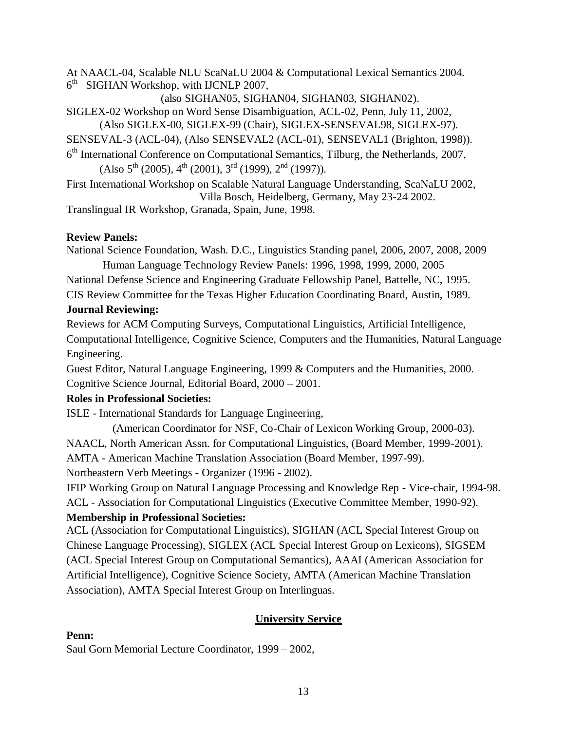At NAACL-04, Scalable NLU ScaNaLU 2004 & Computational Lexical Semantics 2004.

6th SIGHAN Workshop, with IJCNLP 2007,
(also SIGHAN05, SIGHAN04, SIGHAN03, SIGHAN02).

SIGLEX-02 Workshop on Word Sense Disambiguation, ACL-02, Penn, July 11, 2002,
(Also SIGLEX-00, SIGLEX-99 (Chair), SIGLEX-SENSEVAL98, SIGLEX-97).

SENSEVAL-3 (ACL-04), (Also SENSEVAL2 (ACL-01), SENSEVAL1 (Brighton, 1998)).

6th International Conference on Computational Semantics, Tilburg, the Netherlands, 2007,
(Also 5th (2005), 4th (2001), 3rd (1999), 2nd (1997)).

First International Workshop on Scalable Natural Language Understanding, ScaNaLU 2002,
Villa Bosch, Heidelberg, Germany, May 23-24 2002.

Translingual IR Workshop, Granada, Spain, June, 1998.

**Review Panels:**

National Science Foundation, Wash. D.C., Linguistics Standing panel, 2006, 2007, 2008, 2009
Human Language Technology Review Panels: 1996, 1998, 1999, 2000, 2005

National Defense Science and Engineering Graduate Fellowship Panel, Battelle, NC, 1995.

CIS Review Committee for the Texas Higher Education Coordinating Board, Austin, 1989.

**Journal Reviewing:**

Reviews for ACM Computing Surveys, Computational Linguistics, Artificial Intelligence, Computational Intelligence, Cognitive Science, Computers and the Humanities, Natural Language Engineering.

Guest Editor, Natural Language Engineering, 1999 & Computers and the Humanities, 2000.

Cognitive Science Journal, Editorial Board, 2000 – 2001.

**Roles in Professional Societies:**

ISLE - International Standards for Language Engineering,
(American Coordinator for NSF, Co-Chair of Lexicon Working Group, 2000-03).

NAACL, North American Assn. for Computational Linguistics, (Board Member, 1999-2001).

AMTA - American Machine Translation Association (Board Member, 1997-99).

Northeastern Verb Meetings - Organizer (1996 - 2002).

IFIP Working Group on Natural Language Processing and Knowledge Rep - Vice-chair, 1994-98.

ACL - Association for Computational Linguistics (Executive Committee Member, 1990-92).

**Membership in Professional Societies:**

ACL (Association for Computational Linguistics), SIGHAN (ACL Special Interest Group on Chinese Language Processing), SIGLEX (ACL Special Interest Group on Lexicons), SIGSEM (ACL Special Interest Group on Computational Semantics), AAAI (American Association for Artificial Intelligence), Cognitive Science Society, AMTA (American Machine Translation Association), AMTA Special Interest Group on Interlinguas.

## University Service

**Penn:**

Saul Gorn Memorial Lecture Coordinator, 1999 – 2002,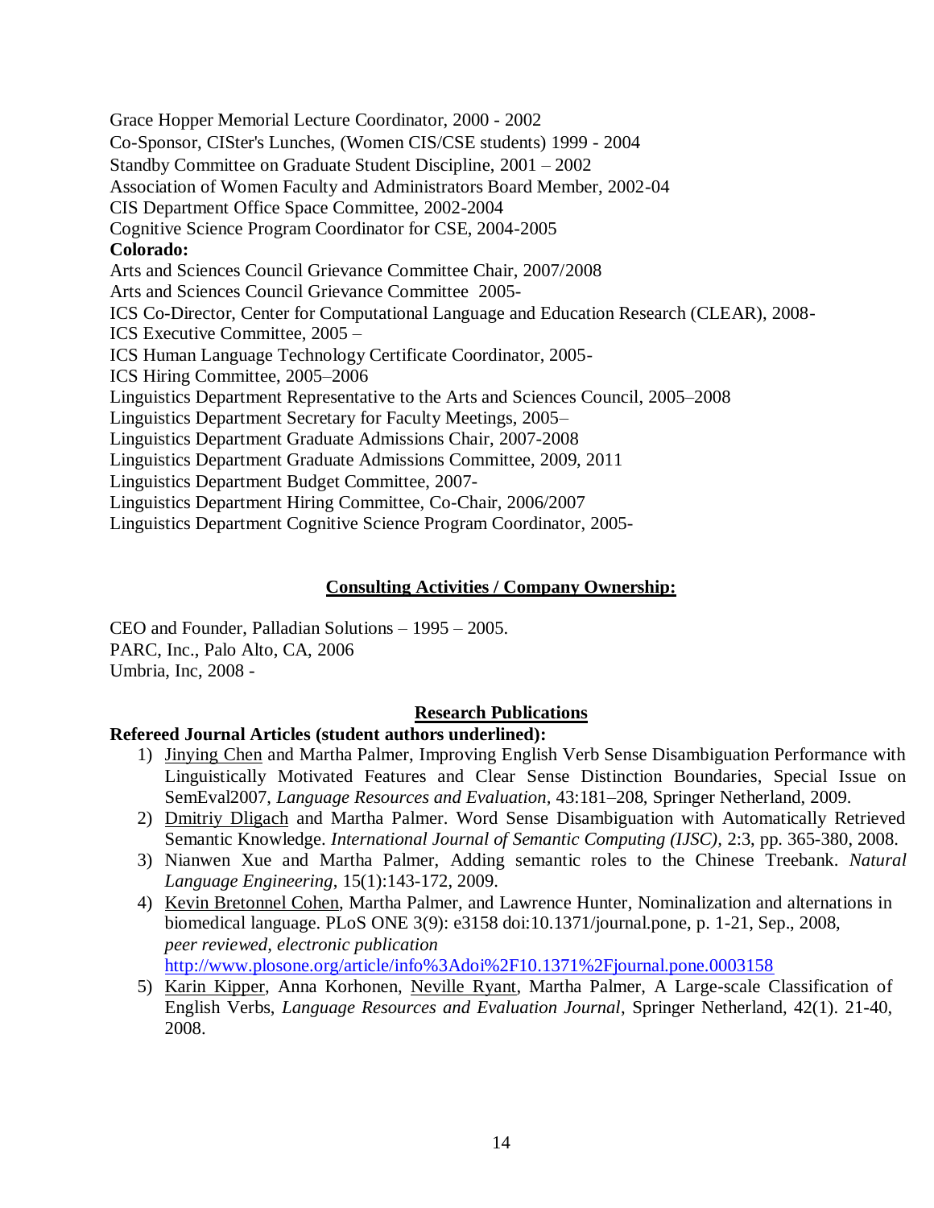Grace Hopper Memorial Lecture Coordinator, 2000 - 2002
Co-Sponsor, CISter's Lunches, (Women CIS/CSE students) 1999 - 2004
Standby Committee on Graduate Student Discipline, 2001 – 2002
Association of Women Faculty and Administrators Board Member, 2002-04
CIS Department Office Space Committee, 2002-2004
Cognitive Science Program Coordinator for CSE, 2004-2005

**Colorado:**

Arts and Sciences Council Grievance Committee Chair, 2007/2008
Arts and Sciences Council Grievance Committee 2005-
ICS Co-Director, Center for Computational Language and Education Research (CLEAR), 2008-
ICS Executive Committee, 2005 –
ICS Human Language Technology Certificate Coordinator, 2005-
ICS Hiring Committee, 2005–2006
Linguistics Department Representative to the Arts and Sciences Council, 2005–2008
Linguistics Department Secretary for Faculty Meetings, 2005–
Linguistics Department Graduate Admissions Chair, 2007-2008
Linguistics Department Graduate Admissions Committee, 2009, 2011
Linguistics Department Budget Committee, 2007-
Linguistics Department Hiring Committee, Co-Chair, 2006/2007
Linguistics Department Cognitive Science Program Coordinator, 2005-

## Consulting Activities / Company Ownership:

CEO and Founder, Palladian Solutions – 1995 – 2005.
PARC, Inc., Palo Alto, CA, 2006
Umbria, Inc, 2008 -

## Research Publications

**Refereed Journal Articles (student authors underlined):**

1) Jinying Chen and Martha Palmer, Improving English Verb Sense Disambiguation Performance with Linguistically Motivated Features and Clear Sense Distinction Boundaries, Special Issue on SemEval2007, *Language Resources and Evaluation*, 43:181–208, Springer Netherland, 2009.
2) Dmitriy Dligach and Martha Palmer. Word Sense Disambiguation with Automatically Retrieved Semantic Knowledge. *International Journal of Semantic Computing (IJSC)*, 2:3, pp. 365-380, 2008.
3) Nianwen Xue and Martha Palmer, Adding semantic roles to the Chinese Treebank. *Natural Language Engineering*, 15(1):143-172, 2009.
4) Kevin Bretonnel Cohen, Martha Palmer, and Lawrence Hunter, Nominalization and alternations in biomedical language. PLoS ONE 3(9): e3158 doi:10.1371/journal.pone, p. 1-21, Sep., 2008, *peer reviewed, electronic publication* http://www.plosone.org/article/info%3Adoi%2F10.1371%2Fjournal.pone.0003158
5) Karin Kipper, Anna Korhonen, Neville Ryant, Martha Palmer, A Large-scale Classification of English Verbs, *Language Resources and Evaluation Journal*, Springer Netherland, 42(1). 21-40, 2008.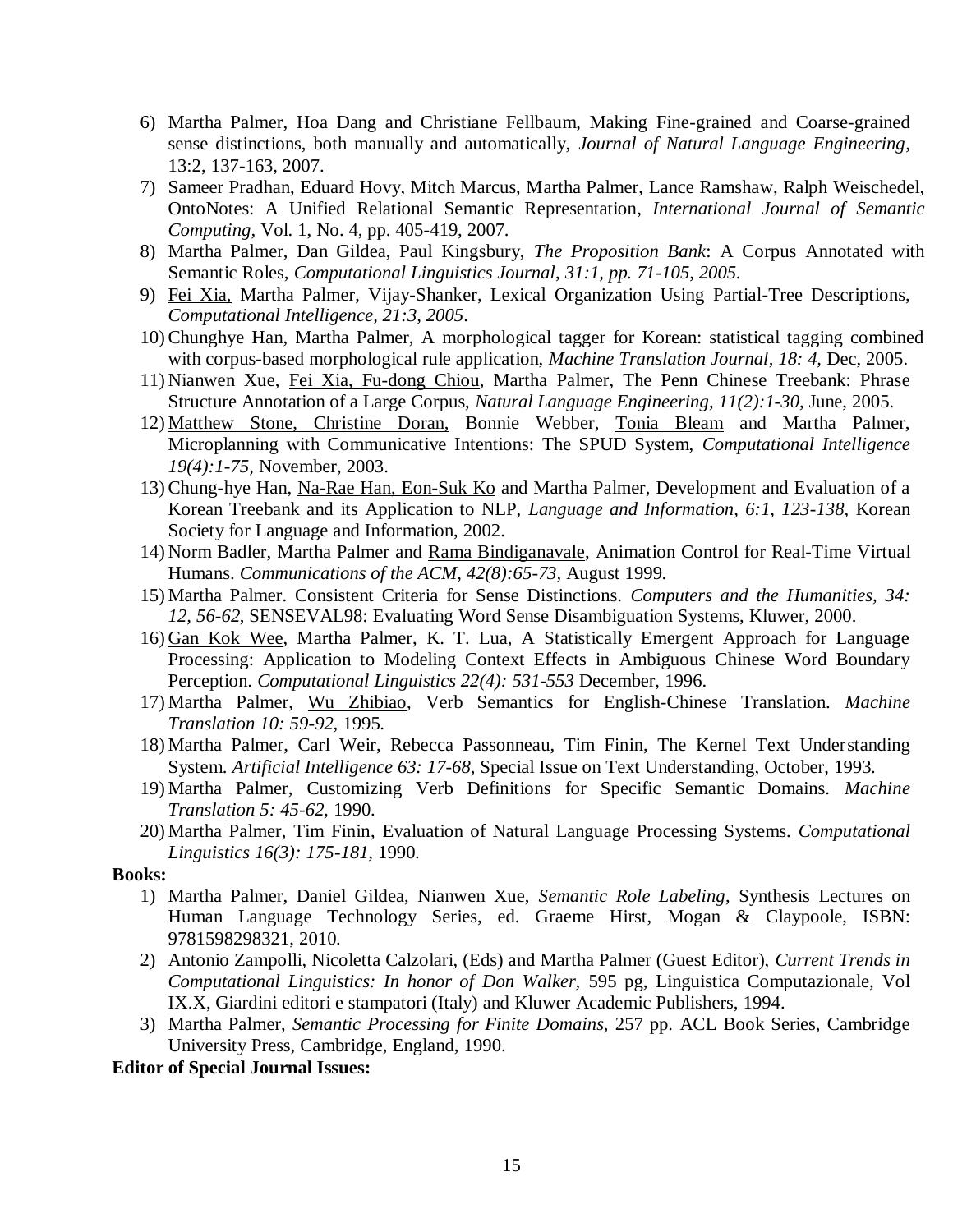6) Martha Palmer, Hoa Dang and Christiane Fellbaum, Making Fine-grained and Coarse-grained sense distinctions, both manually and automatically, *Journal of Natural Language Engineering,* 13:2, 137-163, 2007.
7) Sameer Pradhan, Eduard Hovy, Mitch Marcus, Martha Palmer, Lance Ramshaw, Ralph Weischedel, OntoNotes: A Unified Relational Semantic Representation, *International Journal of Semantic Computing,* Vol. 1, No. 4, pp. 405-419, 2007.
8) Martha Palmer, Dan Gildea, Paul Kingsbury, *The Proposition Bank*: A Corpus Annotated with Semantic Roles, *Computational Linguistics Journal, 31:1, pp. 71-105, 2005.*
9) Fei Xia, Martha Palmer, Vijay-Shanker, Lexical Organization Using Partial-Tree Descriptions, *Computational Intelligence, 21:3, 2005*.
10) Chunghye Han, Martha Palmer, A morphological tagger for Korean: statistical tagging combined with corpus-based morphological rule application, *Machine Translation Journal, 18: 4,* Dec, 2005.
11) Nianwen Xue, Fei Xia, Fu-dong Chiou, Martha Palmer, The Penn Chinese Treebank: Phrase Structure Annotation of a Large Corpus, *Natural Language Engineering, 11(2):1-30,* June, 2005.
12) Matthew Stone, Christine Doran, Bonnie Webber, Tonia Bleam and Martha Palmer, Microplanning with Communicative Intentions: The SPUD System, *Computational Intelligence 19(4):1-75,* November, 2003.
13) Chung-hye Han, Na-Rae Han, Eon-Suk Ko and Martha Palmer, Development and Evaluation of a Korean Treebank and its Application to NLP, *Language and Information, 6:1, 123-138,* Korean Society for Language and Information, 2002.
14) Norm Badler, Martha Palmer and Rama Bindiganavale, Animation Control for Real-Time Virtual Humans. *Communications of the ACM, 42(8):65-73,* August 1999.
15) Martha Palmer. Consistent Criteria for Sense Distinctions. *Computers and the Humanities, 34: 12, 56-62,* SENSEVAL98: Evaluating Word Sense Disambiguation Systems, Kluwer, 2000.
16) Gan Kok Wee, Martha Palmer, K. T. Lua, A Statistically Emergent Approach for Language Processing: Application to Modeling Context Effects in Ambiguous Chinese Word Boundary Perception. *Computational Linguistics 22(4): 531-553* December, 1996.
17) Martha Palmer, Wu Zhibiao, Verb Semantics for English-Chinese Translation. *Machine Translation 10: 59-92,* 1995.
18) Martha Palmer, Carl Weir, Rebecca Passonneau, Tim Finin, The Kernel Text Understanding System. *Artificial Intelligence 63: 17-68,* Special Issue on Text Understanding, October, 1993.
19) Martha Palmer, Customizing Verb Definitions for Specific Semantic Domains. *Machine Translation 5: 45-62,* 1990.
20) Martha Palmer, Tim Finin, Evaluation of Natural Language Processing Systems. *Computational Linguistics 16(3): 175-181,* 1990.

**Books:**

1) Martha Palmer, Daniel Gildea, Nianwen Xue, *Semantic Role Labeling*, Synthesis Lectures on Human Language Technology Series, ed. Graeme Hirst, Mogan & Claypoole, ISBN: 9781598298321, 2010.
2) Antonio Zampolli, Nicoletta Calzolari, (Eds) and Martha Palmer (Guest Editor), *Current Trends in Computational Linguistics: In honor of Don Walker,* 595 pg, Linguistica Computazionale, Vol IX.X, Giardini editori e stampatori (Italy) and Kluwer Academic Publishers, 1994.
3) Martha Palmer, *Semantic Processing for Finite Domains,* 257 pp. ACL Book Series, Cambridge University Press, Cambridge, England, 1990.

**Editor of Special Journal Issues:**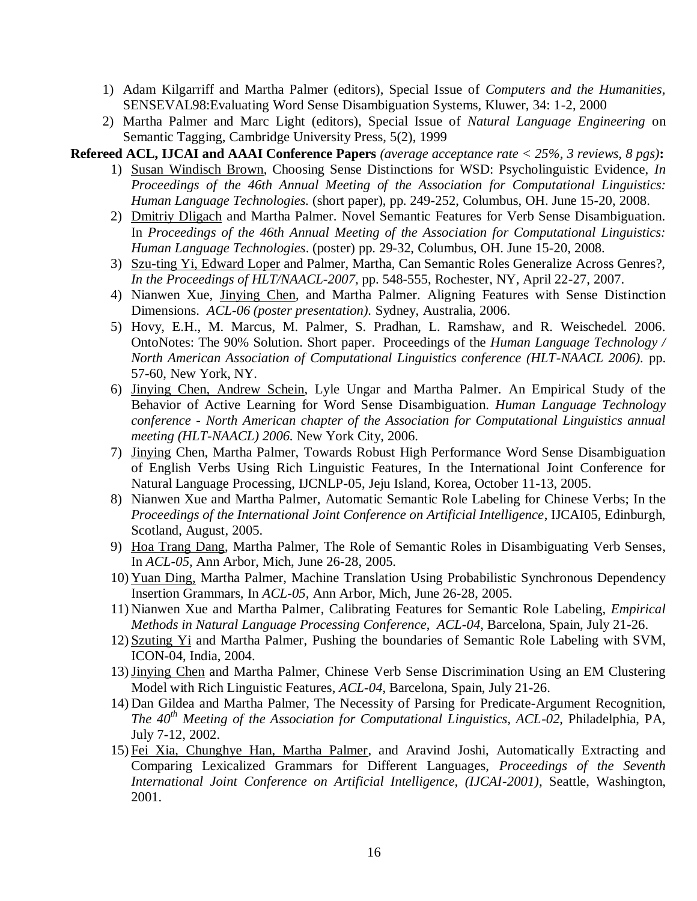1) Adam Kilgarriff and Martha Palmer (editors), Special Issue of *Computers and the Humanities*, SENSEVAL98:Evaluating Word Sense Disambiguation Systems, Kluwer, 34: 1-2, 2000
2) Martha Palmer and Marc Light (editors), Special Issue of *Natural Language Engineering* on Semantic Tagging, Cambridge University Press, 5(2), 1999

**Refereed ACL, IJCAI and AAAI Conference Papers** *(average acceptance rate < 25%, 3 reviews, 8 pgs)***:**

1) Susan Windisch Brown, Choosing Sense Distinctions for WSD: Psycholinguistic Evidence, *In Proceedings of the 46th Annual Meeting of the Association for Computational Linguistics: Human Language Technologies.* (short paper), pp. 249-252, Columbus, OH. June 15-20, 2008.
2) Dmitriy Dligach and Martha Palmer. Novel Semantic Features for Verb Sense Disambiguation. In *Proceedings of the 46th Annual Meeting of the Association for Computational Linguistics: Human Language Technologies*. (poster) pp. 29-32, Columbus, OH. June 15-20, 2008.
3) Szu-ting Yi, Edward Loper and Palmer, Martha, Can Semantic Roles Generalize Across Genres?, *In the Proceedings of HLT/NAACL-2007*, pp. 548-555, Rochester, NY, April 22-27, 2007.
4) Nianwen Xue, Jinying Chen, and Martha Palmer. Aligning Features with Sense Distinction Dimensions. *ACL-06 (poster presentation)*. Sydney, Australia, 2006.
5) Hovy, E.H., M. Marcus, M. Palmer, S. Pradhan, L. Ramshaw, and R. Weischedel. 2006. OntoNotes: The 90% Solution. Short paper. Proceedings of the *Human Language Technology / North American Association of Computational Linguistics conference (HLT-NAACL 2006)*. pp. 57-60, New York, NY.
6) Jinying Chen, Andrew Schein, Lyle Ungar and Martha Palmer. An Empirical Study of the Behavior of Active Learning for Word Sense Disambiguation. *Human Language Technology conference - North American chapter of the Association for Computational Linguistics annual meeting (HLT-NAACL) 2006*. New York City, 2006.
7) Jinying Chen, Martha Palmer, Towards Robust High Performance Word Sense Disambiguation of English Verbs Using Rich Linguistic Features, In the International Joint Conference for Natural Language Processing, IJCNLP-05, Jeju Island, Korea, October 11-13, 2005.
8) Nianwen Xue and Martha Palmer, Automatic Semantic Role Labeling for Chinese Verbs; In the *Proceedings of the International Joint Conference on Artificial Intelligence*, IJCAI05, Edinburgh, Scotland, August, 2005.
9) Hoa Trang Dang, Martha Palmer, The Role of Semantic Roles in Disambiguating Verb Senses, In *ACL-05,* Ann Arbor, Mich, June 26-28, 2005.
10) Yuan Ding, Martha Palmer, Machine Translation Using Probabilistic Synchronous Dependency Insertion Grammars, In *ACL-05,* Ann Arbor, Mich, June 26-28, 2005.
11) Nianwen Xue and Martha Palmer, Calibrating Features for Semantic Role Labeling, *Empirical Methods in Natural Language Processing Conference*, *ACL-04*, Barcelona, Spain, July 21-26.
12) Szuting Yi and Martha Palmer, Pushing the boundaries of Semantic Role Labeling with SVM, ICON-04, India, 2004.
13) Jinying Chen and Martha Palmer, Chinese Verb Sense Discrimination Using an EM Clustering Model with Rich Linguistic Features, *ACL-04*, Barcelona, Spain, July 21-26.
14) Dan Gildea and Martha Palmer, The Necessity of Parsing for Predicate-Argument Recognition, *The 40th Meeting of the Association for Computational Linguistics, ACL-02,* Philadelphia, PA, July 7-12, 2002.
15) Fei Xia, Chunghye Han, Martha Palmer, and Aravind Joshi, Automatically Extracting and Comparing Lexicalized Grammars for Different Languages, *Proceedings of the Seventh International Joint Conference on Artificial Intelligence, (IJCAI-2001)*, Seattle, Washington, 2001.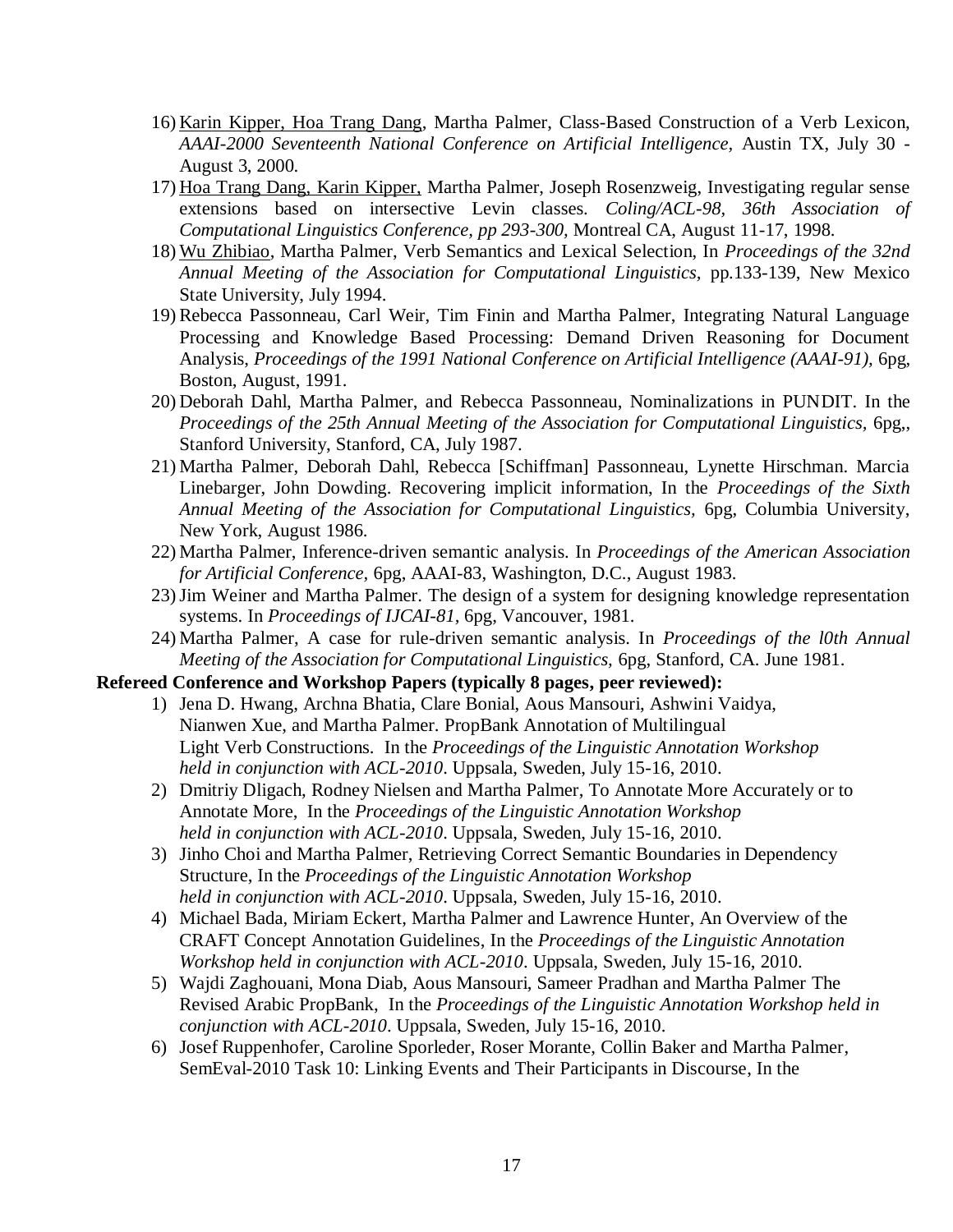16) <u>Karin Kipper, Hoa Trang Dang</u>, Martha Palmer, Class-Based Construction of a Verb Lexicon, *AAAI-2000 Seventeenth National Conference on Artificial Intelligence*, Austin TX, July 30 - August 3, 2000.
17) <u>Hoa Trang Dang, Karin Kipper,</u> Martha Palmer, Joseph Rosenzweig, Investigating regular sense extensions based on intersective Levin classes. *Coling/ACL-98, 36th Association of Computational Linguistics Conference, pp 293-300*, Montreal CA, August 11-17, 1998.
18) <u>Wu Zhibiao</u>, Martha Palmer, Verb Semantics and Lexical Selection, In *Proceedings of the 32nd Annual Meeting of the Association for Computational Linguistics*, pp.133-139, New Mexico State University, July 1994.
19) Rebecca Passonneau, Carl Weir, Tim Finin and Martha Palmer, Integrating Natural Language Processing and Knowledge Based Processing: Demand Driven Reasoning for Document Analysis, *Proceedings of the 1991 National Conference on Artificial Intelligence (AAAI-91)*, 6pg, Boston, August, 1991.
20) Deborah Dahl, Martha Palmer, and Rebecca Passonneau, Nominalizations in PUNDIT. In the *Proceedings of the 25th Annual Meeting of the Association for Computational Linguistics,* 6pg,, Stanford University, Stanford, CA, July 1987.
21) Martha Palmer, Deborah Dahl, Rebecca [Schiffman] Passonneau, Lynette Hirschman. Marcia Linebarger, John Dowding. Recovering implicit information, In the *Proceedings of the Sixth Annual Meeting of the Association for Computational Linguistics*, 6pg, Columbia University, New York, August 1986.
22) Martha Palmer, Inference-driven semantic analysis. In *Proceedings of the American Association for Artificial Conference,* 6pg, AAAI-83, Washington, D.C., August 1983.
23) Jim Weiner and Martha Palmer. The design of a system for designing knowledge representation systems. In *Proceedings of IJCAI-81*, 6pg, Vancouver, 1981.
24) Martha Palmer, A case for rule-driven semantic analysis. In *Proceedings of the l0th Annual Meeting of the Association for Computational Linguistics*, 6pg, Stanford, CA. June 1981.

**Refereed Conference and Workshop Papers (typically 8 pages, peer reviewed):**

1) Jena D. Hwang, Archna Bhatia, Clare Bonial, Aous Mansouri, Ashwini Vaidya, Nianwen Xue, and Martha Palmer. PropBank Annotation of Multilingual Light Verb Constructions. In the *Proceedings of the Linguistic Annotation Workshop held in conjunction with ACL-2010*. Uppsala, Sweden, July 15-16, 2010.
2) Dmitriy Dligach, Rodney Nielsen and Martha Palmer, To Annotate More Accurately or to Annotate More, In the *Proceedings of the Linguistic Annotation Workshop held in conjunction with ACL-2010*. Uppsala, Sweden, July 15-16, 2010.
3) Jinho Choi and Martha Palmer, Retrieving Correct Semantic Boundaries in Dependency Structure, In the *Proceedings of the Linguistic Annotation Workshop held in conjunction with ACL-2010*. Uppsala, Sweden, July 15-16, 2010.
4) Michael Bada, Miriam Eckert, Martha Palmer and Lawrence Hunter, An Overview of the CRAFT Concept Annotation Guidelines, In the *Proceedings of the Linguistic Annotation Workshop held in conjunction with ACL-2010*. Uppsala, Sweden, July 15-16, 2010.
5) Wajdi Zaghouani, Mona Diab, Aous Mansouri, Sameer Pradhan and Martha Palmer The Revised Arabic PropBank, In the *Proceedings of the Linguistic Annotation Workshop held in conjunction with ACL-2010*. Uppsala, Sweden, July 15-16, 2010.
6) Josef Ruppenhofer, Caroline Sporleder, Roser Morante, Collin Baker and Martha Palmer, SemEval-2010 Task 10: Linking Events and Their Participants in Discourse, In the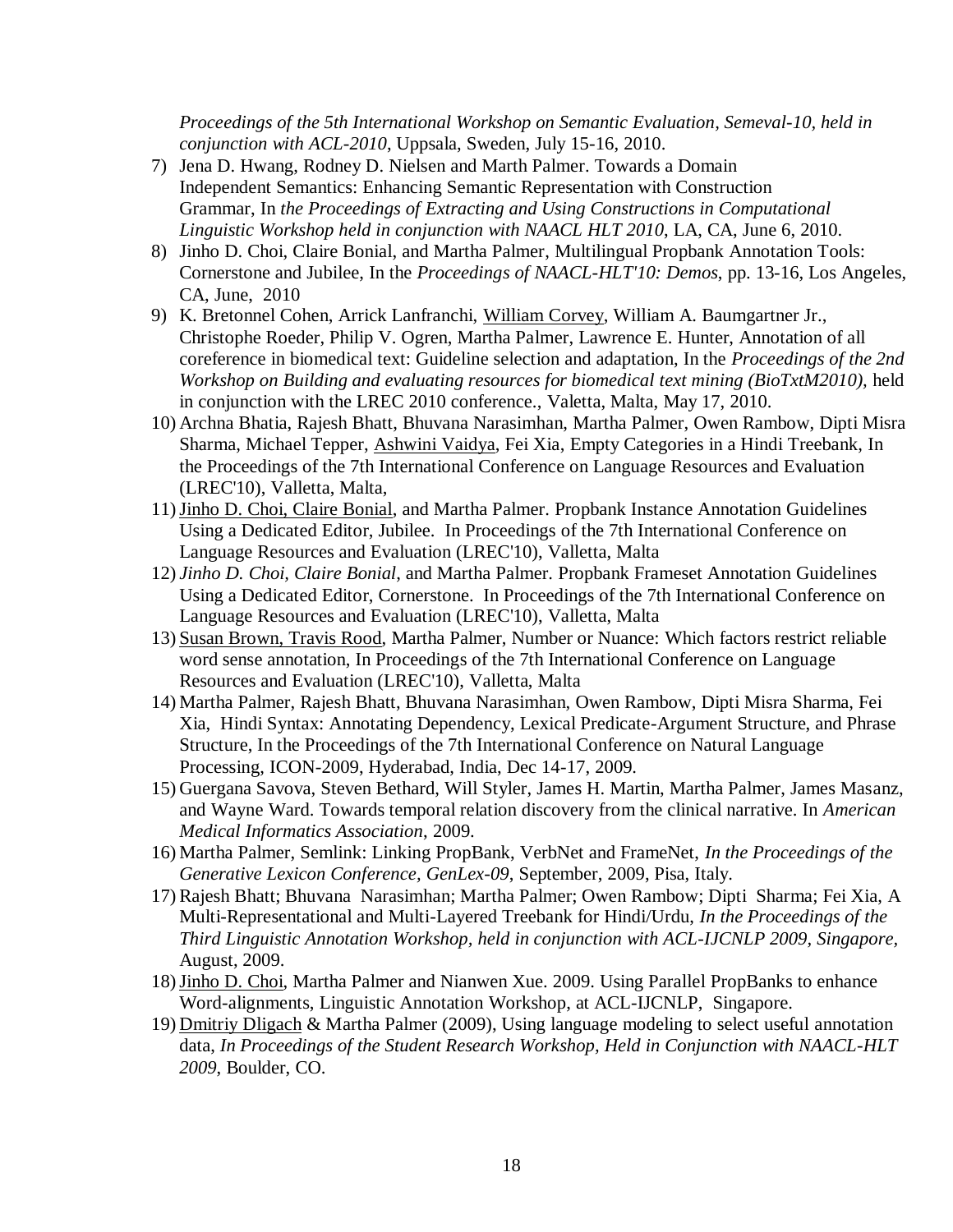*Proceedings of the 5th International Workshop on Semantic Evaluation, Semeval-10, held in conjunction with ACL-2010*, Uppsala, Sweden, July 15-16, 2010.

7) Jena D. Hwang, Rodney D. Nielsen and Marth Palmer. Towards a Domain Independent Semantics: Enhancing Semantic Representation with Construction Grammar, In *the Proceedings of Extracting and Using Constructions in Computational Linguistic Workshop held in conjunction with NAACL HLT 2010*, LA, CA, June 6, 2010.
8) Jinho D. Choi, Claire Bonial, and Martha Palmer, Multilingual Propbank Annotation Tools: Cornerstone and Jubilee, In the *Proceedings of NAACL-HLT'10: Demos*, pp. 13-16, Los Angeles, CA, June, 2010
9) K. Bretonnel Cohen, Arrick Lanfranchi, William Corvey, William A. Baumgartner Jr., Christophe Roeder, Philip V. Ogren, Martha Palmer, Lawrence E. Hunter, Annotation of all coreference in biomedical text: Guideline selection and adaptation, In the *Proceedings of the 2nd Workshop on Building and evaluating resources for biomedical text mining (BioTxtM2010),* held in conjunction with the LREC 2010 conference., Valetta, Malta, May 17, 2010.
10) Archna Bhatia, Rajesh Bhatt, Bhuvana Narasimhan, Martha Palmer, Owen Rambow, Dipti Misra Sharma, Michael Tepper, Ashwini Vaidya, Fei Xia, Empty Categories in a Hindi Treebank, In the Proceedings of the 7th International Conference on Language Resources and Evaluation (LREC'10), Valletta, Malta,
11) Jinho D. Choi, Claire Bonial, and Martha Palmer. Propbank Instance Annotation Guidelines Using a Dedicated Editor, Jubilee. In Proceedings of the 7th International Conference on Language Resources and Evaluation (LREC'10), Valletta, Malta
12) *Jinho D. Choi, Claire Bonial*, and Martha Palmer. Propbank Frameset Annotation Guidelines Using a Dedicated Editor, Cornerstone. In Proceedings of the 7th International Conference on Language Resources and Evaluation (LREC'10), Valletta, Malta
13) Susan Brown, Travis Rood, Martha Palmer, Number or Nuance: Which factors restrict reliable word sense annotation, In Proceedings of the 7th International Conference on Language Resources and Evaluation (LREC'10), Valletta, Malta
14) Martha Palmer, Rajesh Bhatt, Bhuvana Narasimhan, Owen Rambow, Dipti Misra Sharma, Fei Xia, Hindi Syntax: Annotating Dependency, Lexical Predicate-Argument Structure, and Phrase Structure, In the Proceedings of the 7th International Conference on Natural Language Processing, ICON-2009, Hyderabad, India, Dec 14-17, 2009.
15) Guergana Savova, Steven Bethard, Will Styler, James H. Martin, Martha Palmer, James Masanz, and Wayne Ward. Towards temporal relation discovery from the clinical narrative. In *American Medical Informatics Association*, 2009.
16) Martha Palmer, Semlink: Linking PropBank, VerbNet and FrameNet, *In the Proceedings of the Generative Lexicon Conference, GenLex-09*, September, 2009, Pisa, Italy.
17) Rajesh Bhatt; Bhuvana Narasimhan; Martha Palmer; Owen Rambow; Dipti Sharma; Fei Xia, A Multi-Representational and Multi-Layered Treebank for Hindi/Urdu, *In the Proceedings of the Third Linguistic Annotation Workshop, held in conjunction with ACL-IJCNLP 2009, Singapore*, August, 2009.
18) Jinho D. Choi, Martha Palmer and Nianwen Xue. 2009. Using Parallel PropBanks to enhance Word-alignments, Linguistic Annotation Workshop, at ACL-IJCNLP, Singapore.
19) Dmitriy Dligach & Martha Palmer (2009), Using language modeling to select useful annotation data, *In Proceedings of the Student Research Workshop, Held in Conjunction with NAACL-HLT 2009*, Boulder, CO.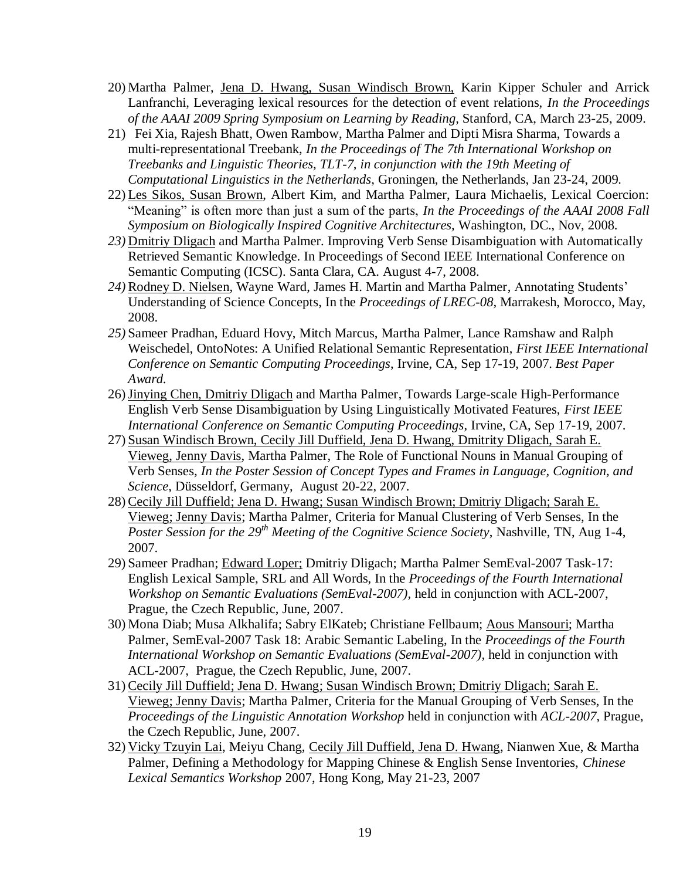20) Martha Palmer, Jena D. Hwang, Susan Windisch Brown, Karin Kipper Schuler and Arrick Lanfranchi, Leveraging lexical resources for the detection of event relations, *In the Proceedings of the AAAI 2009 Spring Symposium on Learning by Reading,* Stanford, CA, March 23-25, 2009.
21) Fei Xia, Rajesh Bhatt, Owen Rambow, Martha Palmer and Dipti Misra Sharma, Towards a multi-representational Treebank, *In the Proceedings of The 7th International Workshop on Treebanks and Linguistic Theories, TLT-7, in conjunction with the 19th Meeting of Computational Linguistics in the Netherlands*, Groningen, the Netherlands, Jan 23-24, 2009.
22) Les Sikos, Susan Brown, Albert Kim, and Martha Palmer, Laura Michaelis, Lexical Coercion: "Meaning" is often more than just a sum of the parts, *In the Proceedings of the AAAI 2008 Fall Symposium on Biologically Inspired Cognitive Architectures,* Washington, DC., Nov, 2008.
23) Dmitriy Dligach and Martha Palmer. Improving Verb Sense Disambiguation with Automatically Retrieved Semantic Knowledge. In Proceedings of Second IEEE International Conference on Semantic Computing (ICSC). Santa Clara, CA. August 4-7, 2008.
24) Rodney D. Nielsen, Wayne Ward, James H. Martin and Martha Palmer, Annotating Students' Understanding of Science Concepts, In the *Proceedings of LREC-08,* Marrakesh, Morocco, May, 2008.
25) Sameer Pradhan, Eduard Hovy, Mitch Marcus, Martha Palmer, Lance Ramshaw and Ralph Weischedel, OntoNotes: A Unified Relational Semantic Representation, *First IEEE International Conference on Semantic Computing Proceedings*, Irvine, CA, Sep 17-19, 2007. *Best Paper Award.*
26) Jinying Chen, Dmitriy Dligach and Martha Palmer, Towards Large-scale High-Performance English Verb Sense Disambiguation by Using Linguistically Motivated Features, *First IEEE International Conference on Semantic Computing Proceedings*, Irvine, CA, Sep 17-19, 2007.
27) Susan Windisch Brown, Cecily Jill Duffield, Jena D. Hwang, Dmitrity Dligach, Sarah E. Vieweg, Jenny Davis, Martha Palmer, The Role of Functional Nouns in Manual Grouping of Verb Senses, *In the Poster Session of Concept Types and Frames in Language, Cognition, and Science*, Düsseldorf, Germany, August 20-22, 2007.
28) Cecily Jill Duffield; Jena D. Hwang; Susan Windisch Brown; Dmitriy Dligach; Sarah E. Vieweg; Jenny Davis; Martha Palmer, Criteria for Manual Clustering of Verb Senses, In the *Poster Session for the 29th Meeting of the Cognitive Science Society*, Nashville, TN, Aug 1-4, 2007.
29) Sameer Pradhan; Edward Loper; Dmitriy Dligach; Martha Palmer SemEval-2007 Task-17: English Lexical Sample, SRL and All Words, In the *Proceedings of the Fourth International Workshop on Semantic Evaluations (SemEval-2007)*, held in conjunction with ACL-2007, Prague, the Czech Republic, June, 2007.
30) Mona Diab; Musa Alkhalifa; Sabry ElKateb; Christiane Fellbaum; Aous Mansouri; Martha Palmer, SemEval-2007 Task 18: Arabic Semantic Labeling, In the *Proceedings of the Fourth International Workshop on Semantic Evaluations (SemEval-2007),* held in conjunction with ACL-2007, Prague, the Czech Republic, June, 2007.
31) Cecily Jill Duffield; Jena D. Hwang; Susan Windisch Brown; Dmitriy Dligach; Sarah E. Vieweg; Jenny Davis; Martha Palmer, Criteria for the Manual Grouping of Verb Senses, In the *Proceedings of the Linguistic Annotation Workshop* held in conjunction with *ACL-2007*, Prague, the Czech Republic, June, 2007.
32) Vicky Tzuyin Lai, Meiyu Chang, Cecily Jill Duffield, Jena D. Hwang, Nianwen Xue, & Martha Palmer, Defining a Methodology for Mapping Chinese & English Sense Inventories, *Chinese Lexical Semantics Workshop* 2007, Hong Kong, May 21-23, 2007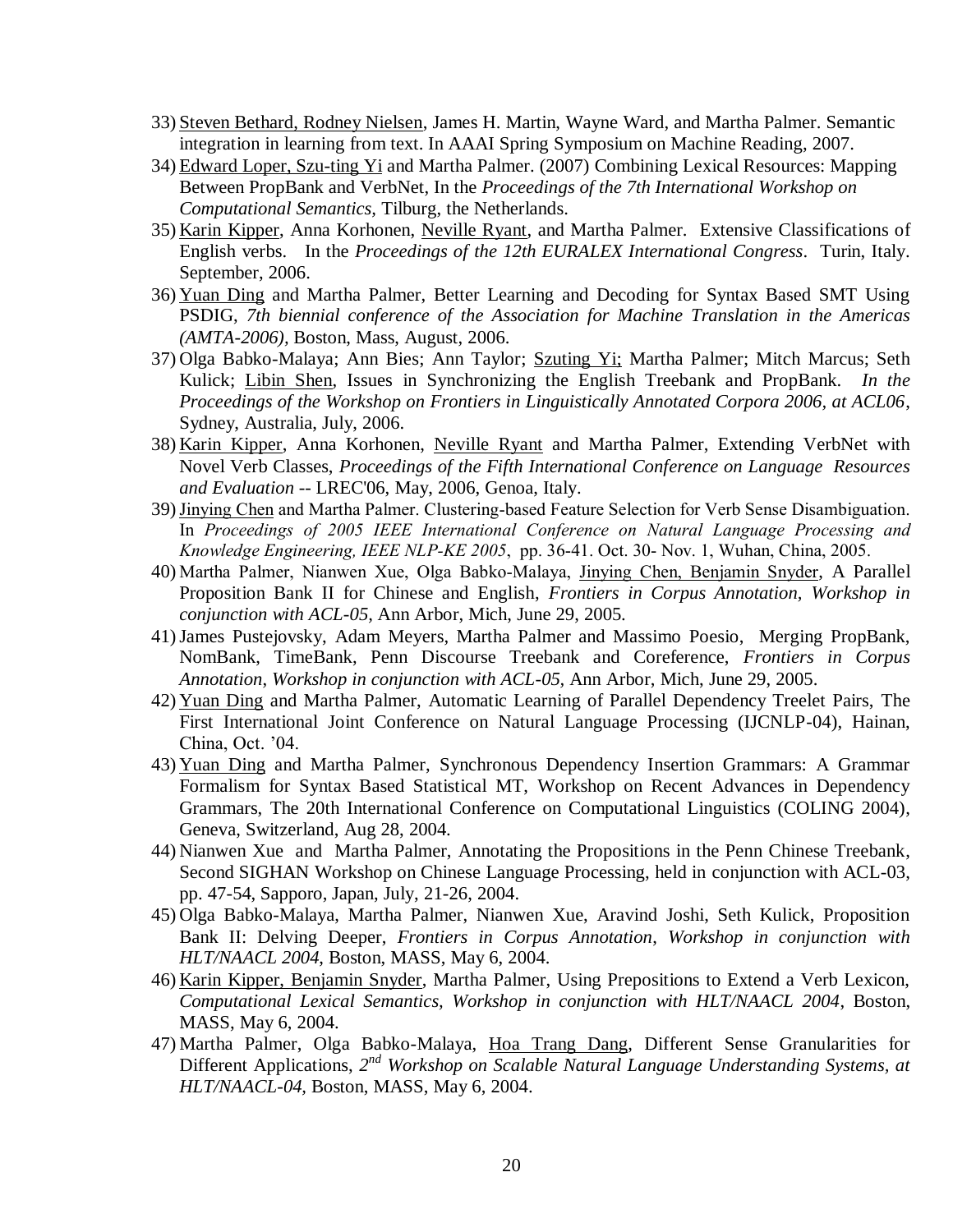33) Steven Bethard, Rodney Nielsen, James H. Martin, Wayne Ward, and Martha Palmer. Semantic integration in learning from text. In AAAI Spring Symposium on Machine Reading, 2007.
34) Edward Loper, Szu-ting Yi and Martha Palmer. (2007) Combining Lexical Resources: Mapping Between PropBank and VerbNet, In the *Proceedings of the 7th International Workshop on Computational Semantics,* Tilburg, the Netherlands.
35) Karin Kipper, Anna Korhonen, Neville Ryant, and Martha Palmer. Extensive Classifications of English verbs. In the *Proceedings of the 12th EURALEX International Congress*. Turin, Italy. September, 2006.
36) Yuan Ding and Martha Palmer, Better Learning and Decoding for Syntax Based SMT Using PSDIG, *7th biennial conference of the Association for Machine Translation in the Americas (AMTA-2006)*, Boston, Mass, August, 2006.
37) Olga Babko-Malaya; Ann Bies; Ann Taylor; Szuting Yi; Martha Palmer; Mitch Marcus; Seth Kulick; Libin Shen, Issues in Synchronizing the English Treebank and PropBank. *In the Proceedings of the Workshop on Frontiers in Linguistically Annotated Corpora 2006, at ACL06*, Sydney, Australia, July, 2006.
38) Karin Kipper, Anna Korhonen, Neville Ryant and Martha Palmer, Extending VerbNet with Novel Verb Classes, *Proceedings of the Fifth International Conference on Language Resources and Evaluation* -- LREC'06, May, 2006, Genoa, Italy.
39) Jinying Chen and Martha Palmer. Clustering-based Feature Selection for Verb Sense Disambiguation. In *Proceedings of 2005 IEEE International Conference on Natural Language Processing and Knowledge Engineering, IEEE NLP-KE 2005*, pp. 36-41. Oct. 30- Nov. 1, Wuhan, China, 2005.
40) Martha Palmer, Nianwen Xue, Olga Babko-Malaya, Jinying Chen, Benjamin Snyder, A Parallel Proposition Bank II for Chinese and English, *Frontiers in Corpus Annotation, Workshop in conjunction with ACL-05,* Ann Arbor, Mich, June 29, 2005.
41) James Pustejovsky, Adam Meyers, Martha Palmer and Massimo Poesio, Merging PropBank, NomBank, TimeBank, Penn Discourse Treebank and Coreference, *Frontiers in Corpus Annotation, Workshop in conjunction with ACL-05,* Ann Arbor, Mich, June 29, 2005.
42) Yuan Ding and Martha Palmer, Automatic Learning of Parallel Dependency Treelet Pairs, The First International Joint Conference on Natural Language Processing (IJCNLP-04), Hainan, China, Oct. '04.
43) Yuan Ding and Martha Palmer, Synchronous Dependency Insertion Grammars: A Grammar Formalism for Syntax Based Statistical MT, Workshop on Recent Advances in Dependency Grammars, The 20th International Conference on Computational Linguistics (COLING 2004), Geneva, Switzerland, Aug 28, 2004.
44) Nianwen Xue and Martha Palmer, Annotating the Propositions in the Penn Chinese Treebank, Second SIGHAN Workshop on Chinese Language Processing, held in conjunction with ACL-03, pp. 47-54, Sapporo, Japan, July, 21-26, 2004.
45) Olga Babko-Malaya, Martha Palmer, Nianwen Xue, Aravind Joshi, Seth Kulick, Proposition Bank II: Delving Deeper, *Frontiers in Corpus Annotation, Workshop in conjunction with HLT/NAACL 2004,* Boston, MASS, May 6, 2004.
46) Karin Kipper, Benjamin Snyder, Martha Palmer, Using Prepositions to Extend a Verb Lexicon, *Computational Lexical Semantics, Workshop in conjunction with HLT/NAACL 2004*, Boston, MASS, May 6, 2004.
47) Martha Palmer, Olga Babko-Malaya, Hoa Trang Dang, Different Sense Granularities for Different Applications, *2nd Workshop on Scalable Natural Language Understanding Systems, at HLT/NAACL-04,* Boston, MASS, May 6, 2004.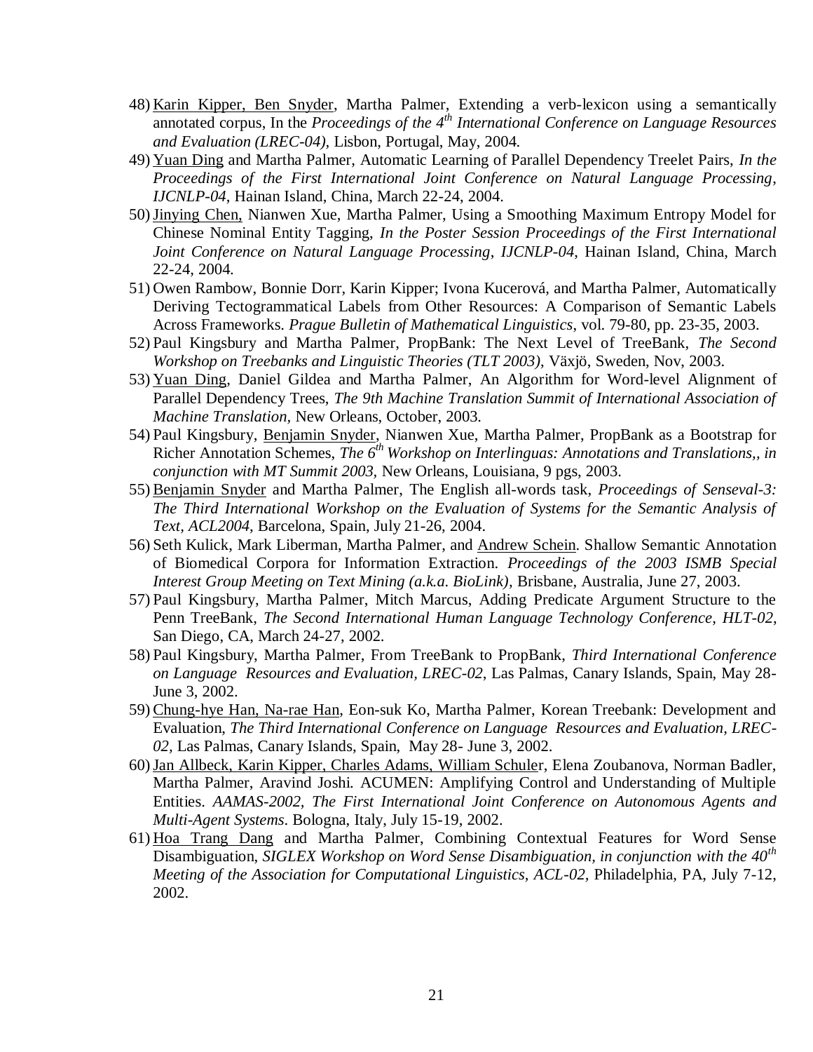48) Karin Kipper, Ben Snyder, Martha Palmer, Extending a verb-lexicon using a semantically annotated corpus, In the *Proceedings of the 4th International Conference on Language Resources and Evaluation (LREC-04)*, Lisbon, Portugal, May, 2004.
49) Yuan Ding and Martha Palmer, Automatic Learning of Parallel Dependency Treelet Pairs, *In the Proceedings of the First International Joint Conference on Natural Language Processing, IJCNLP-04*, Hainan Island, China, March 22-24, 2004.
50) Jinying Chen, Nianwen Xue, Martha Palmer, Using a Smoothing Maximum Entropy Model for Chinese Nominal Entity Tagging, *In the Poster Session Proceedings of the First International Joint Conference on Natural Language Processing, IJCNLP-04*, Hainan Island, China, March 22-24, 2004.
51) Owen Rambow, Bonnie Dorr, Karin Kipper; Ivona Kucerová, and Martha Palmer, Automatically Deriving Tectogrammatical Labels from Other Resources: A Comparison of Semantic Labels Across Frameworks. *Prague Bulletin of Mathematical Linguistics*, vol. 79-80, pp. 23-35, 2003.
52) Paul Kingsbury and Martha Palmer, PropBank: The Next Level of TreeBank, *The Second Workshop on Treebanks and Linguistic Theories (TLT 2003)*, Växjö, Sweden, Nov, 2003.
53) Yuan Ding, Daniel Gildea and Martha Palmer, An Algorithm for Word-level Alignment of Parallel Dependency Trees, *The 9th Machine Translation Summit of International Association of Machine Translation*, New Orleans, October, 2003.
54) Paul Kingsbury, Benjamin Snyder, Nianwen Xue, Martha Palmer, PropBank as a Bootstrap for Richer Annotation Schemes, *The 6th Workshop on Interlinguas: Annotations and Translations,, in conjunction with MT Summit 2003,* New Orleans, Louisiana, 9 pgs, 2003.
55) Benjamin Snyder and Martha Palmer, The English all-words task, *Proceedings of Senseval-3: The Third International Workshop on the Evaluation of Systems for the Semantic Analysis of Text, ACL2004*, Barcelona, Spain, July 21-26, 2004.
56) Seth Kulick, Mark Liberman, Martha Palmer, and Andrew Schein. Shallow Semantic Annotation of Biomedical Corpora for Information Extraction. *Proceedings of the 2003 ISMB Special Interest Group Meeting on Text Mining (a.k.a. BioLink),* Brisbane, Australia, June 27, 2003.
57) Paul Kingsbury, Martha Palmer, Mitch Marcus, Adding Predicate Argument Structure to the Penn TreeBank, *The Second International Human Language Technology Conference, HLT-02,* San Diego, CA, March 24-27, 2002.
58) Paul Kingsbury, Martha Palmer, From TreeBank to PropBank, *Third International Conference on Language Resources and Evaluation, LREC-02*, Las Palmas, Canary Islands, Spain, May 28-June 3, 2002.
59) Chung-hye Han, Na-rae Han, Eon-suk Ko, Martha Palmer, Korean Treebank: Development and Evaluation, *The Third International Conference on Language Resources and Evaluation, LREC-02,* Las Palmas, Canary Islands, Spain, May 28- June 3, 2002.
60) Jan Allbeck, Karin Kipper, Charles Adams, William Schuler, Elena Zoubanova, Norman Badler, Martha Palmer, Aravind Joshi. ACUMEN: Amplifying Control and Understanding of Multiple Entities. *AAMAS-2002, The First International Joint Conference on Autonomous Agents and Multi-Agent Systems*. Bologna, Italy, July 15-19, 2002.
61) Hoa Trang Dang and Martha Palmer, Combining Contextual Features for Word Sense Disambiguation, *SIGLEX Workshop on Word Sense Disambiguation, in conjunction with the 40th Meeting of the Association for Computational Linguistics, ACL-02,* Philadelphia, PA, July 7-12, 2002.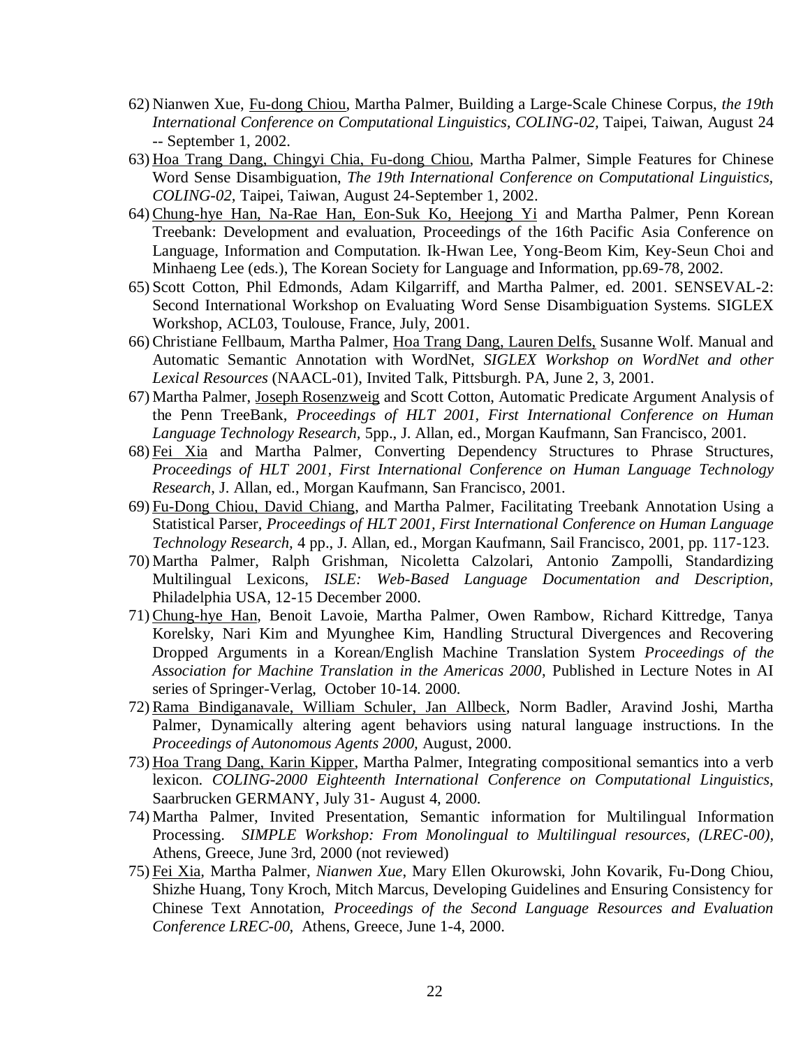62) Nianwen Xue, Fu-dong Chiou, Martha Palmer, Building a Large-Scale Chinese Corpus, *the 19th International Conference on Computational Linguistics, COLING-02*, Taipei, Taiwan, August 24 -- September 1, 2002.

63) Hoa Trang Dang, Chingyi Chia, Fu-dong Chiou, Martha Palmer, Simple Features for Chinese Word Sense Disambiguation, *The 19th International Conference on Computational Linguistics, COLING-02,* Taipei, Taiwan, August 24-September 1, 2002.

64) Chung-hye Han, Na-Rae Han, Eon-Suk Ko, Heejong Yi and Martha Palmer, Penn Korean Treebank: Development and evaluation, Proceedings of the 16th Pacific Asia Conference on Language, Information and Computation. Ik-Hwan Lee, Yong-Beom Kim, Key-Seun Choi and Minhaeng Lee (eds.), The Korean Society for Language and Information, pp.69-78, 2002.

65) Scott Cotton, Phil Edmonds, Adam Kilgarriff, and Martha Palmer, ed. 2001. SENSEVAL-2: Second International Workshop on Evaluating Word Sense Disambiguation Systems. SIGLEX Workshop, ACL03, Toulouse, France, July, 2001.

66) Christiane Fellbaum, Martha Palmer, Hoa Trang Dang, Lauren Delfs, Susanne Wolf. Manual and Automatic Semantic Annotation with WordNet, *SIGLEX Workshop on WordNet and other Lexical Resources* (NAACL-01), Invited Talk, Pittsburgh. PA, June 2, 3, 2001.

67) Martha Palmer, Joseph Rosenzweig and Scott Cotton, Automatic Predicate Argument Analysis of the Penn TreeBank, *Proceedings of HLT 2001, First International Conference on Human Language Technology Research,* 5pp., J. Allan, ed., Morgan Kaufmann, San Francisco, 2001.

68) Fei Xia and Martha Palmer, Converting Dependency Structures to Phrase Structures, *Proceedings of HLT 2001, First International Conference on Human Language Technology Research*, J. Allan, ed., Morgan Kaufmann, San Francisco, 2001.

69) Fu-Dong Chiou, David Chiang, and Martha Palmer, Facilitating Treebank Annotation Using a Statistical Parser, *Proceedings of HLT 2001, First International Conference on Human Language Technology Research,* 4 pp., J. Allan, ed., Morgan Kaufmann, Sail Francisco, 2001, pp. 117-123.

70) Martha Palmer, Ralph Grishman, Nicoletta Calzolari, Antonio Zampolli, Standardizing Multilingual Lexicons, *ISLE: Web-Based Language Documentation and Description,* Philadelphia USA, 12-15 December 2000.

71) Chung-hye Han, Benoit Lavoie, Martha Palmer, Owen Rambow, Richard Kittredge, Tanya Korelsky, Nari Kim and Myunghee Kim, Handling Structural Divergences and Recovering Dropped Arguments in a Korean/English Machine Translation System *Proceedings of the Association for Machine Translation in the Americas 2000*, Published in Lecture Notes in AI series of Springer-Verlag, October 10-14. 2000.

72) Rama Bindiganavale, William Schuler, Jan Allbeck, Norm Badler, Aravind Joshi, Martha Palmer, Dynamically altering agent behaviors using natural language instructions. In the *Proceedings of Autonomous Agents 2000,* August, 2000.

73) Hoa Trang Dang, Karin Kipper, Martha Palmer, Integrating compositional semantics into a verb lexicon. *COLING-2000 Eighteenth International Conference on Computational Linguistics,* Saarbrucken GERMANY, July 31- August 4, 2000.

74) Martha Palmer, Invited Presentation, Semantic information for Multilingual Information Processing. *SIMPLE Workshop: From Monolingual to Multilingual resources, (LREC-00),* Athens, Greece, June 3rd, 2000 (not reviewed)

75) Fei Xia, Martha Palmer, *Nianwen Xue*, Mary Ellen Okurowski, John Kovarik, Fu-Dong Chiou, Shizhe Huang, Tony Kroch, Mitch Marcus, Developing Guidelines and Ensuring Consistency for Chinese Text Annotation, *Proceedings of the Second Language Resources and Evaluation Conference LREC-00,* Athens, Greece, June 1-4, 2000.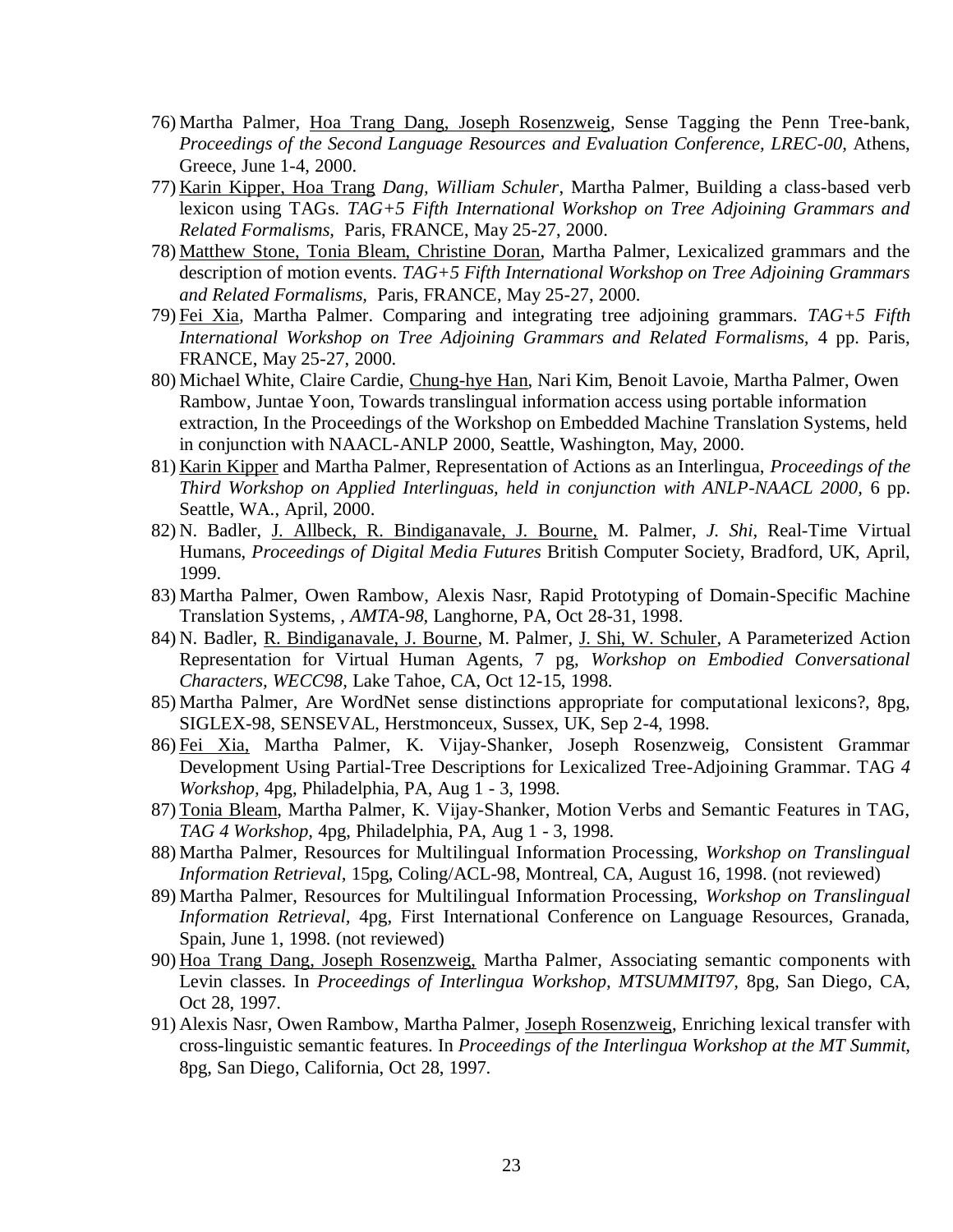76) Martha Palmer, <u>Hoa Trang Dang, Joseph Rosenzweig</u>, Sense Tagging the Penn Tree-bank, *Proceedings of the Second Language Resources and Evaluation Conference, LREC-00,* Athens, Greece, June 1-4, 2000.
77) <u>Karin Kipper, Hoa Trang</u> *Dang, William Schuler*, Martha Palmer, Building a class-based verb lexicon using TAGs. *TAG+5 Fifth International Workshop on Tree Adjoining Grammars and Related Formalisms,* Paris, FRANCE, May 25-27, 2000.
78) <u>Matthew Stone, Tonia Bleam, Christine Doran</u>, Martha Palmer, Lexicalized grammars and the description of motion events. *TAG+5 Fifth International Workshop on Tree Adjoining Grammars and Related Formalisms,* Paris, FRANCE, May 25-27, 2000.
79) <u>Fei Xia</u>, Martha Palmer. Comparing and integrating tree adjoining grammars. *TAG+5 Fifth International Workshop on Tree Adjoining Grammars and Related Formalisms,* 4 pp. Paris, FRANCE, May 25-27, 2000.
80) Michael White, Claire Cardie, <u>Chung-hye Han</u>, Nari Kim, Benoit Lavoie, Martha Palmer, Owen Rambow, Juntae Yoon, Towards translingual information access using portable information extraction, In the Proceedings of the Workshop on Embedded Machine Translation Systems, held in conjunction with NAACL-ANLP 2000, Seattle, Washington, May, 2000.
81) <u>Karin Kipper</u> and Martha Palmer, Representation of Actions as an Interlingua, *Proceedings of the Third Workshop on Applied Interlinguas, held in conjunction with ANLP-NAACL 2000,* 6 pp. Seattle, WA., April, 2000.
82) N. Badler, <u>J. Allbeck, R. Bindiganavale, J. Bourne,</u> M. Palmer, *J. Shi,* Real-Time Virtual Humans, *Proceedings of Digital Media Futures* British Computer Society, Bradford, UK, April, 1999.
83) Martha Palmer, Owen Rambow, Alexis Nasr, Rapid Prototyping of Domain-Specific Machine Translation Systems, , *AMTA-98,* Langhorne, PA, Oct 28-31, 1998.
84) N. Badler, <u>R. Bindiganavale, J. Bourne</u>, M. Palmer, <u>J. Shi, W. Schuler</u>, A Parameterized Action Representation for Virtual Human Agents, 7 pg, *Workshop on Embodied Conversational Characters, WECC98,* Lake Tahoe, CA, Oct 12-15, 1998.
85) Martha Palmer, Are WordNet sense distinctions appropriate for computational lexicons?, 8pg, SIGLEX-98, SENSEVAL, Herstmonceux, Sussex, UK, Sep 2-4, 1998.
86) <u>Fei Xia,</u> Martha Palmer, K. Vijay-Shanker, Joseph Rosenzweig, Consistent Grammar Development Using Partial-Tree Descriptions for Lexicalized Tree-Adjoining Grammar. TAG *4 Workshop,* 4pg, Philadelphia, PA, Aug 1 - 3, 1998.
87) <u>Tonia Bleam</u>, Martha Palmer, K. Vijay-Shanker, Motion Verbs and Semantic Features in TAG, *TAG 4 Workshop,* 4pg, Philadelphia, PA, Aug 1 - 3, 1998.
88) Martha Palmer, Resources for Multilingual Information Processing, *Workshop on Translingual Information Retrieval,* 15pg, Coling/ACL-98, Montreal, CA, August 16, 1998. (not reviewed)
89) Martha Palmer, Resources for Multilingual Information Processing, *Workshop on Translingual Information Retrieval,* 4pg, First International Conference on Language Resources, Granada, Spain, June 1, 1998. (not reviewed)
90) <u>Hoa Trang Dang, Joseph Rosenzweig,</u> Martha Palmer, Associating semantic components with Levin classes. In *Proceedings of Interlingua Workshop, MTSUMMIT97,* 8pg, San Diego, CA, Oct 28, 1997.
91) Alexis Nasr, Owen Rambow, Martha Palmer, <u>Joseph Rosenzweig</u>, Enriching lexical transfer with cross-linguistic semantic features. In *Proceedings of the Interlingua Workshop at the MT Summit,* 8pg, San Diego, California, Oct 28, 1997.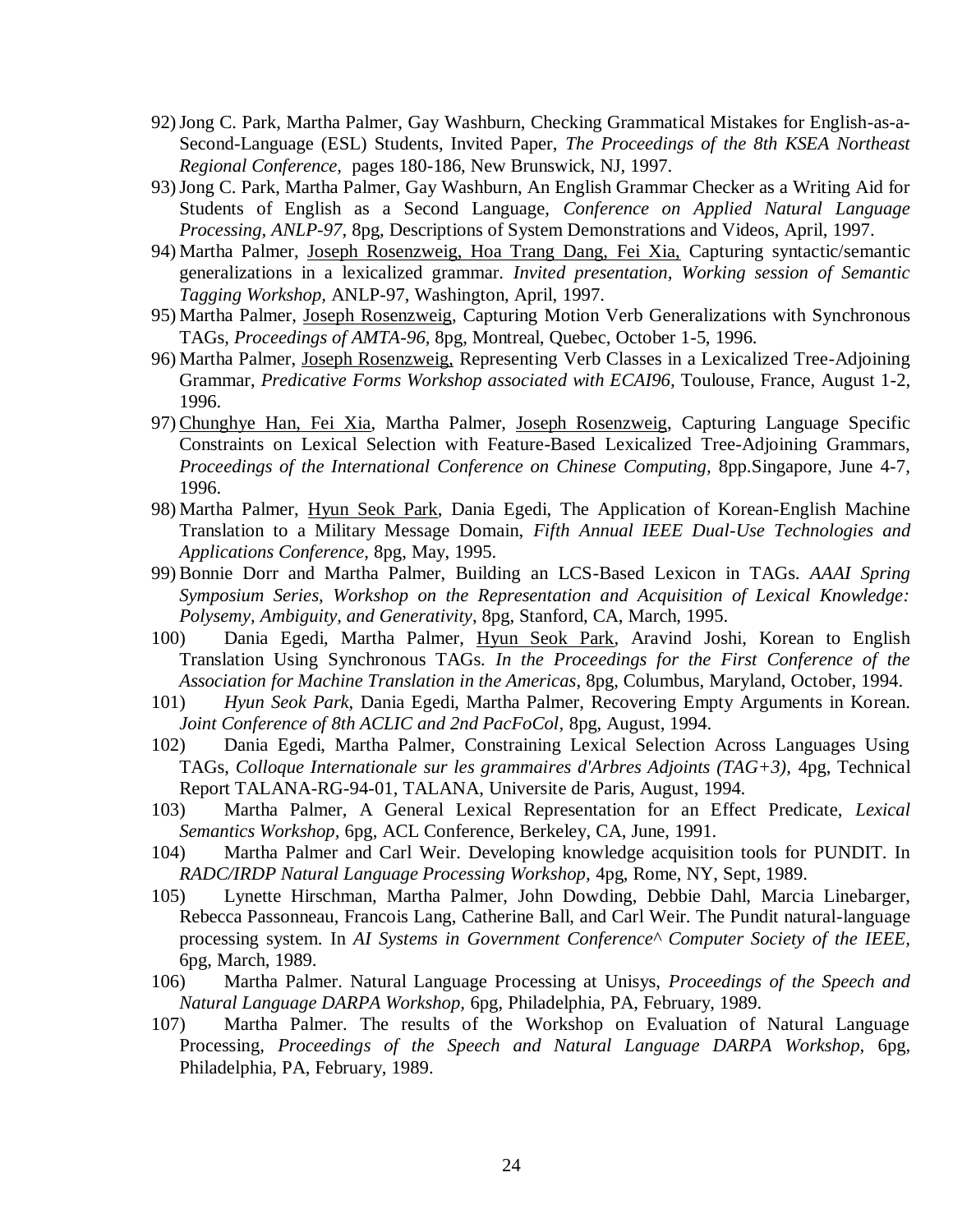92) Jong C. Park, Martha Palmer, Gay Washburn, Checking Grammatical Mistakes for English-as-a-Second-Language (ESL) Students, Invited Paper, *The Proceedings of the 8th KSEA Northeast Regional Conference,* pages 180-186, New Brunswick, NJ, 1997.

93) Jong C. Park, Martha Palmer, Gay Washburn, An English Grammar Checker as a Writing Aid for Students of English as a Second Language, *Conference on Applied Natural Language Processing, ANLP-97,* 8pg, Descriptions of System Demonstrations and Videos, April, 1997.

94) Martha Palmer, <u>Joseph Rosenzweig, Hoa Trang Dang, Fei Xia,</u> Capturing syntactic/semantic generalizations in a lexicalized grammar. *Invited presentation, Working session of Semantic Tagging Workshop,* ANLP-97, Washington, April, 1997.

95) Martha Palmer, <u>Joseph Rosenzweig</u>, Capturing Motion Verb Generalizations with Synchronous TAGs, *Proceedings of AMTA-96,* 8pg, Montreal, Quebec, October 1-5, 1996.

96) Martha Palmer, <u>Joseph Rosenzweig,</u> Representing Verb Classes in a Lexicalized Tree-Adjoining Grammar, *Predicative Forms Workshop associated with ECAI96,* Toulouse, France, August 1-2, 1996.

97) <u>Chunghye Han, Fei Xia</u>, Martha Palmer, <u>Joseph Rosenzweig</u>, Capturing Language Specific Constraints on Lexical Selection with Feature-Based Lexicalized Tree-Adjoining Grammars, *Proceedings of the International Conference on Chinese Computing,* 8pp.Singapore, June 4-7, 1996.

98) Martha Palmer, <u>Hyun Seok Park</u>, Dania Egedi, The Application of Korean-English Machine Translation to a Military Message Domain, *Fifth Annual IEEE Dual-Use Technologies and Applications Conference,* 8pg, May, 1995.

99) Bonnie Dorr and Martha Palmer, Building an LCS-Based Lexicon in TAGs. *AAAI Spring Symposium Series, Workshop on the Representation and Acquisition of Lexical Knowledge: Polysemy, Ambiguity, and Generativity*, 8pg, Stanford, CA, March, 1995.

100) Dania Egedi, Martha Palmer, <u>Hyun Seok Park</u>, Aravind Joshi, Korean to English Translation Using Synchronous TAGs. *In the Proceedings for the First Conference of the Association for Machine Translation in the Americas*, 8pg, Columbus, Maryland, October, 1994.

101) *Hyun Seok Park*, Dania Egedi, Martha Palmer, Recovering Empty Arguments in Korean. *Joint Conference of 8th ACLIC and 2nd PacFoCol*, 8pg, August, 1994.

102) Dania Egedi, Martha Palmer, Constraining Lexical Selection Across Languages Using TAGs, *Colloque Internationale sur les grammaires d'Arbres Adjoints (TAG+3),* 4pg, Technical Report TALANA-RG-94-01, TALANA, Universite de Paris, August, 1994.

103) Martha Palmer, A General Lexical Representation for an Effect Predicate, *Lexical Semantics Workshop*, 6pg, ACL Conference, Berkeley, CA, June, 1991.

104) Martha Palmer and Carl Weir. Developing knowledge acquisition tools for PUNDIT. In *RADC/IRDP Natural Language Processing Workshop,* 4pg, Rome, NY, Sept, 1989.

105) Lynette Hirschman, Martha Palmer, John Dowding, Debbie Dahl, Marcia Linebarger, Rebecca Passonneau, Francois Lang, Catherine Ball, and Carl Weir. The Pundit natural-language processing system. In *AI Systems in Government Conference^ Computer Society of the IEEE,* 6pg, March, 1989.

106) Martha Palmer. Natural Language Processing at Unisys, *Proceedings of the Speech and Natural Language DARPA Workshop,* 6pg, Philadelphia, PA, February, 1989.

107) Martha Palmer. The results of the Workshop on Evaluation of Natural Language Processing, *Proceedings of the Speech and Natural Language DARPA Workshop*, 6pg, Philadelphia, PA, February, 1989.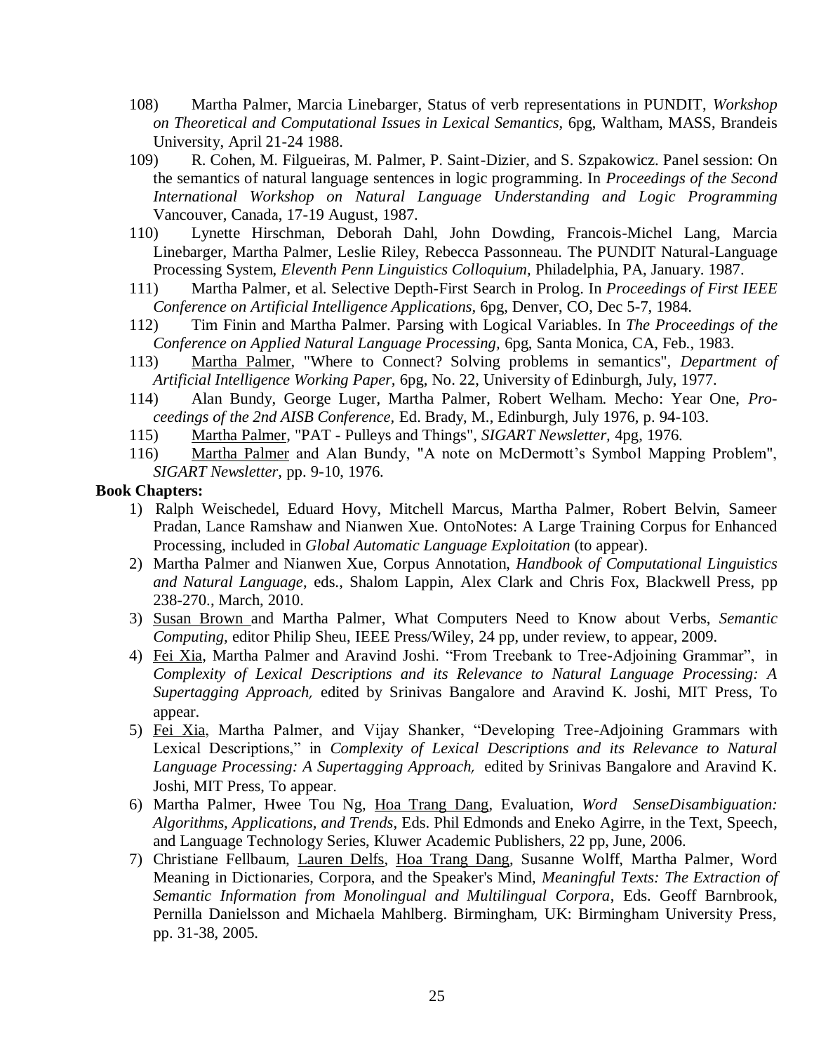108) Martha Palmer, Marcia Linebarger, Status of verb representations in PUNDIT, *Workshop on Theoretical and Computational Issues in Lexical Semantics,* 6pg, Waltham, MASS, Brandeis University, April 21-24 1988.

109) R. Cohen, M. Filgueiras, M. Palmer, P. Saint-Dizier, and S. Szpakowicz. Panel session: On the semantics of natural language sentences in logic programming. In *Proceedings of the Second International Workshop on Natural Language Understanding and Logic Programming* Vancouver, Canada, 17-19 August, 1987.

110) Lynette Hirschman, Deborah Dahl, John Dowding, Francois-Michel Lang, Marcia Linebarger, Martha Palmer, Leslie Riley, Rebecca Passonneau. The PUNDIT Natural-Language Processing System, *Eleventh Penn Linguistics Colloquium,* Philadelphia, PA, January. 1987.

111) Martha Palmer, et al. Selective Depth-First Search in Prolog. In *Proceedings of First IEEE Conference on Artificial Intelligence Applications,* 6pg, Denver, CO, Dec 5-7, 1984.

112) Tim Finin and Martha Palmer. Parsing with Logical Variables. In *The Proceedings of the Conference on Applied Natural Language Processing,* 6pg, Santa Monica, CA, Feb., 1983.

113) Martha Palmer, "Where to Connect? Solving problems in semantics", *Department of Artificial Intelligence Working Paper,* 6pg, No. 22, University of Edinburgh, July, 1977.

114) Alan Bundy, George Luger, Martha Palmer, Robert Welham. Mecho: Year One, *Proceedings of the 2nd AISB Conference,* Ed. Brady, M., Edinburgh, July 1976, p. 94-103.

115) Martha Palmer, "PAT - Pulleys and Things", *SIGART Newsletter,* 4pg, 1976.

116) Martha Palmer and Alan Bundy, "A note on McDermott's Symbol Mapping Problem", *SIGART Newsletter,* pp. 9-10, 1976.

**Book Chapters:**

1) Ralph Weischedel, Eduard Hovy, Mitchell Marcus, Martha Palmer, Robert Belvin, Sameer Pradan, Lance Ramshaw and Nianwen Xue. OntoNotes: A Large Training Corpus for Enhanced Processing, included in *Global Automatic Language Exploitation* (to appear).
2) Martha Palmer and Nianwen Xue, Corpus Annotation, *Handbook of Computational Linguistics and Natural Language*, eds., Shalom Lappin, Alex Clark and Chris Fox, Blackwell Press, pp 238-270., March, 2010.
3) Susan Brown and Martha Palmer, What Computers Need to Know about Verbs, *Semantic Computing,* editor Philip Sheu, IEEE Press/Wiley, 24 pp, under review, to appear, 2009.
4) Fei Xia, Martha Palmer and Aravind Joshi. "From Treebank to Tree-Adjoining Grammar", in *Complexity of Lexical Descriptions and its Relevance to Natural Language Processing: A Supertagging Approach,* edited by Srinivas Bangalore and Aravind K. Joshi, MIT Press, To appear.
5) Fei Xia, Martha Palmer, and Vijay Shanker, "Developing Tree-Adjoining Grammars with Lexical Descriptions," in *Complexity of Lexical Descriptions and its Relevance to Natural Language Processing: A Supertagging Approach,* edited by Srinivas Bangalore and Aravind K. Joshi, MIT Press, To appear.
6) Martha Palmer, Hwee Tou Ng, Hoa Trang Dang, Evaluation, *Word SenseDisambiguation: Algorithms, Applications, and Trends*, Eds. Phil Edmonds and Eneko Agirre, in the Text, Speech, and Language Technology Series, Kluwer Academic Publishers, 22 pp, June, 2006.
7) Christiane Fellbaum, Lauren Delfs, Hoa Trang Dang, Susanne Wolff, Martha Palmer, Word Meaning in Dictionaries, Corpora, and the Speaker's Mind, *Meaningful Texts: The Extraction of Semantic Information from Monolingual and Multilingual Corpora*, Eds. Geoff Barnbrook, Pernilla Danielsson and Michaela Mahlberg. Birmingham, UK: Birmingham University Press, pp. 31-38, 2005.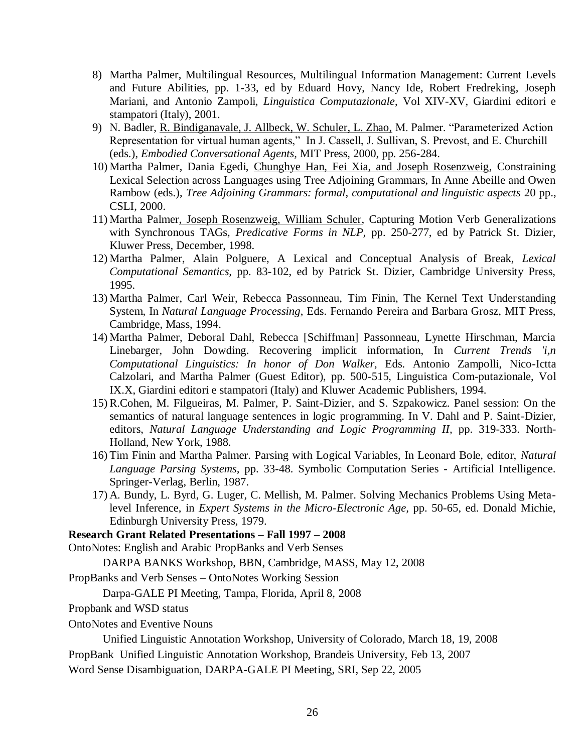8) Martha Palmer, Multilingual Resources, Multilingual Information Management: Current Levels and Future Abilities, pp. 1-33, ed by Eduard Hovy, Nancy Ide, Robert Fredreking, Joseph Mariani, and Antonio Zampoli, *Linguistica Computazionale*, Vol XIV-XV, Giardini editori e stampatori (Italy), 2001.
9) N. Badler, R. Bindiganavale, J. Allbeck, W. Schuler, L. Zhao, M. Palmer. "Parameterized Action Representation for virtual human agents," In J. Cassell, J. Sullivan, S. Prevost, and E. Churchill (eds.), *Embodied Conversational Agents*, MIT Press, 2000, pp. 256-284.
10) Martha Palmer, Dania Egedi, Chunghye Han, Fei Xia, and Joseph Rosenzweig, Constraining Lexical Selection across Languages using Tree Adjoining Grammars, In Anne Abeille and Owen Rambow (eds.), *Tree Adjoining Grammars: formal, computational and linguistic aspects* 20 pp., CSLI, 2000.
11) Martha Palmer, Joseph Rosenzweig, William Schuler, Capturing Motion Verb Generalizations with Synchronous TAGs, *Predicative Forms in NLP*, pp. 250-277, ed by Patrick St. Dizier, Kluwer Press, December, 1998.
12) Martha Palmer, Alain Polguere, A Lexical and Conceptual Analysis of Break, *Lexical Computational Semantics*, pp. 83-102, ed by Patrick St. Dizier, Cambridge University Press, 1995.
13) Martha Palmer, Carl Weir, Rebecca Passonneau, Tim Finin, The Kernel Text Understanding System, In *Natural Language Processing*, Eds. Fernando Pereira and Barbara Grosz, MIT Press, Cambridge, Mass, 1994.
14) Martha Palmer, Deboral Dahl, Rebecca [Schiffman] Passonneau, Lynette Hirschman, Marcia Linebarger, John Dowding. Recovering implicit information, In *Current Trends 'i,n Computational Linguistics: In honor of Don Walker*, Eds. Antonio Zampolli, Nico-Ictta Calzolari, and Martha Palmer (Guest Editor), pp. 500-515, Linguistica Com-putazionale, Vol IX.X, Giardini editori e stampatori (Italy) and Kluwer Academic Publishers, 1994.
15) R.Cohen, M. Filgueiras, M. Palmer, P. Saint-Dizier, and S. Szpakowicz. Panel session: On the semantics of natural language sentences in logic programming. In V. Dahl and P. Saint-Dizier, editors, *Natural Language Understanding and Logic Programming II*, pp. 319-333. North-Holland, New York, 1988.
16) Tim Finin and Martha Palmer. Parsing with Logical Variables, In Leonard Bole, editor, *Natural Language Parsing Systems*, pp. 33-48. Symbolic Computation Series - Artificial Intelligence. Springer-Verlag, Berlin, 1987.
17) A. Bundy, L. Byrd, G. Luger, C. Mellish, M. Palmer. Solving Mechanics Problems Using Meta-level Inference, in *Expert Systems in the Micro-Electronic Age*, pp. 50-65, ed. Donald Michie, Edinburgh University Press, 1979.

**Research Grant Related Presentations – Fall 1997 – 2008**

OntoNotes: English and Arabic PropBanks and Verb Senses

DARPA BANKS Workshop, BBN, Cambridge, MASS, May 12, 2008

PropBanks and Verb Senses – OntoNotes Working Session

Darpa-GALE PI Meeting, Tampa, Florida, April 8, 2008

Propbank and WSD status

OntoNotes and Eventive Nouns

Unified Linguistic Annotation Workshop, University of Colorado, March 18, 19, 2008

PropBank Unified Linguistic Annotation Workshop, Brandeis University, Feb 13, 2007

Word Sense Disambiguation, DARPA-GALE PI Meeting, SRI, Sep 22, 2005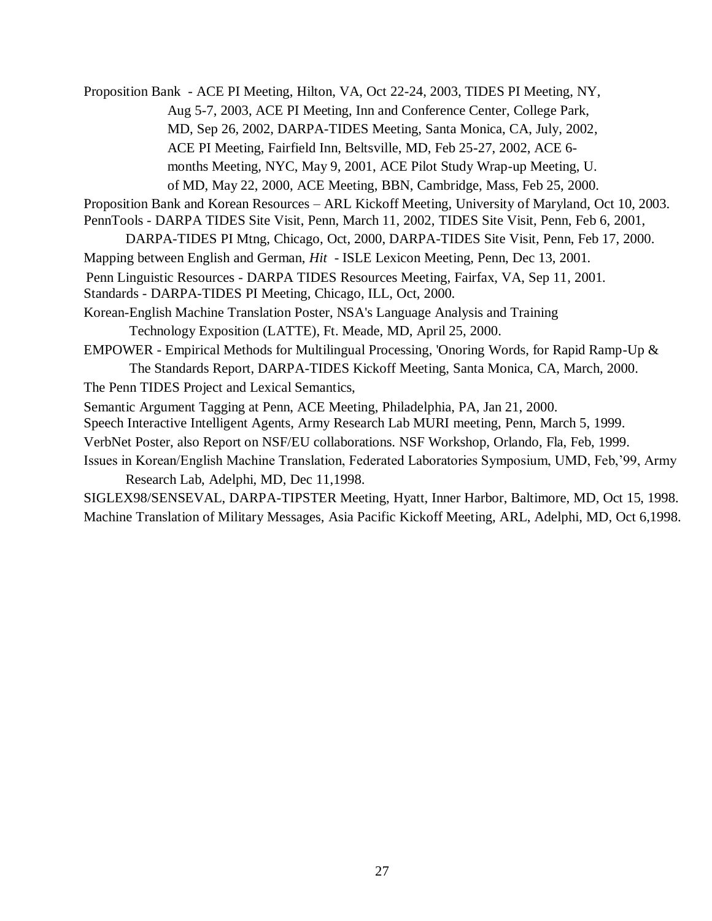Proposition Bank - ACE PI Meeting, Hilton, VA, Oct 22-24, 2003, TIDES PI Meeting, NY, Aug 5-7, 2003, ACE PI Meeting, Inn and Conference Center, College Park, MD, Sep 26, 2002, DARPA-TIDES Meeting, Santa Monica, CA, July, 2002, ACE PI Meeting, Fairfield Inn, Beltsville, MD, Feb 25-27, 2002, ACE 6-months Meeting, NYC, May 9, 2001, ACE Pilot Study Wrap-up Meeting, U. of MD, May 22, 2000, ACE Meeting, BBN, Cambridge, Mass, Feb 25, 2000.

Proposition Bank and Korean Resources – ARL Kickoff Meeting, University of Maryland, Oct 10, 2003.

PennTools - DARPA TIDES Site Visit, Penn, March 11, 2002, TIDES Site Visit, Penn, Feb 6, 2001, DARPA-TIDES PI Mtng, Chicago, Oct, 2000, DARPA-TIDES Site Visit, Penn, Feb 17, 2000.

Mapping between English and German, *Hit* - ISLE Lexicon Meeting, Penn, Dec 13, 2001.

Penn Linguistic Resources - DARPA TIDES Resources Meeting, Fairfax, VA, Sep 11, 2001.

Standards - DARPA-TIDES PI Meeting, Chicago, ILL, Oct, 2000.

Korean-English Machine Translation Poster, NSA's Language Analysis and Training Technology Exposition (LATTE), Ft. Meade, MD, April 25, 2000.

EMPOWER - Empirical Methods for Multilingual Processing, 'Onoring Words, for Rapid Ramp-Up & The Standards Report, DARPA-TIDES Kickoff Meeting, Santa Monica, CA, March, 2000.

The Penn TIDES Project and Lexical Semantics,

Semantic Argument Tagging at Penn, ACE Meeting, Philadelphia, PA, Jan 21, 2000.

Speech Interactive Intelligent Agents, Army Research Lab MURI meeting, Penn, March 5, 1999.

VerbNet Poster, also Report on NSF/EU collaborations. NSF Workshop, Orlando, Fla, Feb, 1999.

Issues in Korean/English Machine Translation, Federated Laboratories Symposium, UMD, Feb,'99, Army Research Lab, Adelphi, MD, Dec 11,1998.

SIGLEX98/SENSEVAL, DARPA-TIPSTER Meeting, Hyatt, Inner Harbor, Baltimore, MD, Oct 15, 1998.

Machine Translation of Military Messages, Asia Pacific Kickoff Meeting, ARL, Adelphi, MD, Oct 6,1998.